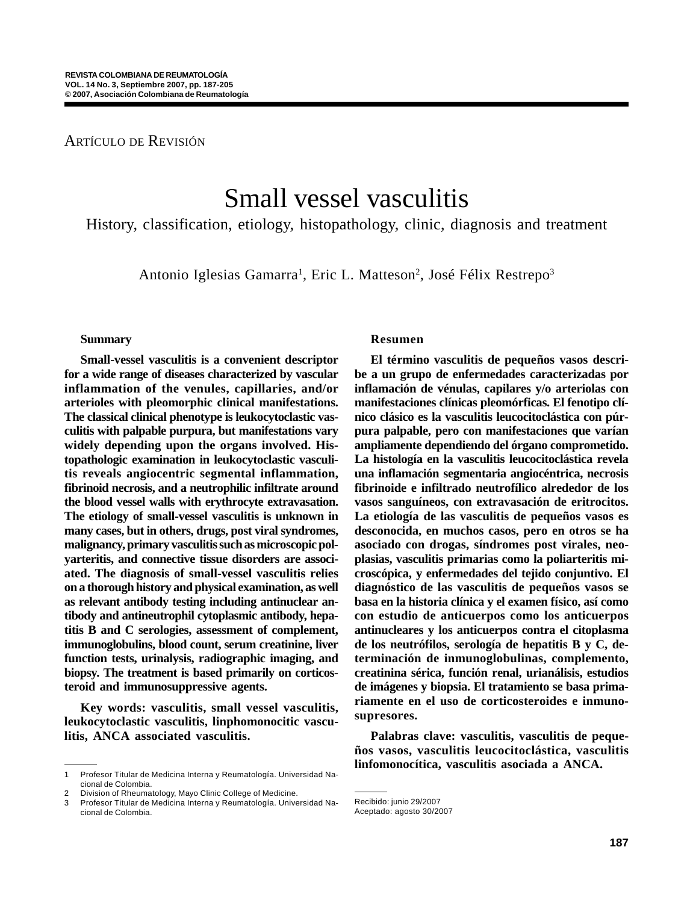ARTÍCULO DE REVISIÓN

# Small vessel vasculitis

## History, classification, etiology, histopathology, clinic, diagnosis and treatment

Antonio Iglesias Gamarra[1], Eric L. Matteson[2], José Félix Restrepo[3]

### Summary

**Small-vessel vasculitis is a convenient descriptor for a wide range of diseases characterized by vascular inflammation of the venules, capillaries, and/or arterioles with pleomorphic clinical manifestations. The classical clinical phenotype is leukocytoclastic vasculitis with palpable purpura, but manifestations vary widely depending upon the organs involved. Histopathologic examination in leukocytoclastic vasculitis reveals angiocentric segmental inflammation, fibrinoid necrosis, and a neutrophilic infiltrate around the blood vessel walls with erythrocyte extravasation. The etiology of small-vessel vasculitis is unknown in many cases, but in others, drugs, post viral syndromes, malignancy, primary vasculitis such as microscopic polyarteritis, and connective tissue disorders are associated. The diagnosis of small-vessel vasculitis relies on a thorough history and physical examination, as well as relevant antibody testing including antinuclear antibody and antineutrophil cytoplasmic antibody, hepatitis B and C serologies, assessment of complement, immunoglobulins, blood count, serum creatinine, liver function tests, urinalysis, radiographic imaging, and biopsy. The treatment is based primarily on corticosteroid and immunosuppressive agents.**

**Key words: vasculitis, small vessel vasculitis, leukocytoclastic vasculitis, linphomonocitic vasculitis, ANCA associated vasculitis.**

### Resumen

**El término vasculitis de pequeños vasos describe a un grupo de enfermedades caracterizadas por inflamación de vénulas, capilares y/o arteriolas con manifestaciones clínicas pleomórficas. El fenotipo clínico clásico es la vasculitis leucocitoclástica con púrpura palpable, pero con manifestaciones que varían ampliamente dependiendo del órgano comprometido. La histología en la vasculitis leucocitoclástica revela una inflamación segmentaria angiocéntrica, necrosis fibrinoide e infiltrado neutrofílico alrededor de los vasos sanguíneos, con extravasación de eritrocitos. La etiología de las vasculitis de pequeños vasos es desconocida, en muchos casos, pero en otros se ha asociado con drogas, síndromes post virales, neoplasias, vasculitis primarias como la poliarteritis microscópica, y enfermedades del tejido conjuntivo. El diagnóstico de las vasculitis de pequeños vasos se basa en la historia clínica y el examen físico, así como con estudio de anticuerpos como los anticuerpos antinucleares y los anticuerpos contra el citoplasma de los neutrófilos, serología de hepatitis B y C, determinación de inmunoglobulinas, complemento, creatinina sérica, función renal, urianálisis, estudios de imágenes y biopsia. El tratamiento se basa primariamente en el uso de corticosteroides e inmunosupresores.**

**Palabras clave: vasculitis, vasculitis de pequeños vasos, vasculitis leucocitoclástica, vasculitis linfomonocítica, vasculitis asociada a ANCA.**

1 Profesor Titular de Medicina Interna y Reumatología. Universidad Nacional de Colombia.
2 Division of Rheumatology, Mayo Clinic College of Medicine.
3 Profesor Titular de Medicina Interna y Reumatología. Universidad Nacional de Colombia.

Recibido: junio 29/2007
Aceptado: agosto 30/2007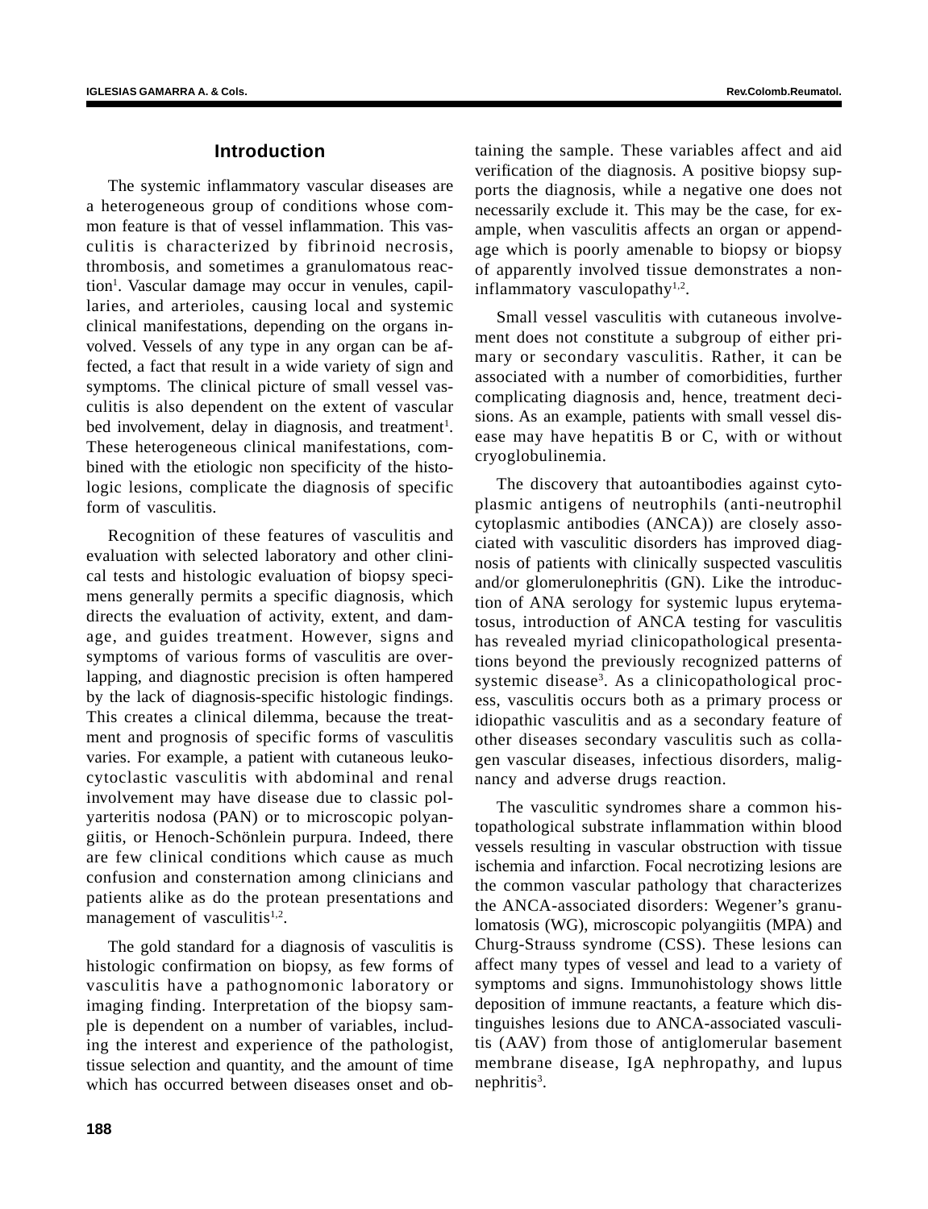## Introduction

The systemic inflammatory vascular diseases are a heterogeneous group of conditions whose common feature is that of vessel inflammation. This vasculitis is characterized by fibrinoid necrosis, thrombosis, and sometimes a granulomatous reaction[1]. Vascular damage may occur in venules, capillaries, and arterioles, causing local and systemic clinical manifestations, depending on the organs involved. Vessels of any type in any organ can be affected, a fact that result in a wide variety of sign and symptoms. The clinical picture of small vessel vasculitis is also dependent on the extent of vascular bed involvement, delay in diagnosis, and treatment[1]. These heterogeneous clinical manifestations, combined with the etiologic non specificity of the histologic lesions, complicate the diagnosis of specific form of vasculitis.

Recognition of these features of vasculitis and evaluation with selected laboratory and other clinical tests and histologic evaluation of biopsy specimens generally permits a specific diagnosis, which directs the evaluation of activity, extent, and damage, and guides treatment. However, signs and symptoms of various forms of vasculitis are overlapping, and diagnostic precision is often hampered by the lack of diagnosis-specific histologic findings. This creates a clinical dilemma, because the treatment and prognosis of specific forms of vasculitis varies. For example, a patient with cutaneous leukocytoclastic vasculitis with abdominal and renal involvement may have disease due to classic polyarteritis nodosa (PAN) or to microscopic polyangiitis, or Henoch-Schönlein purpura. Indeed, there are few clinical conditions which cause as much confusion and consternation among clinicians and patients alike as do the protean presentations and management of vasculitis[1,2].

The gold standard for a diagnosis of vasculitis is histologic confirmation on biopsy, as few forms of vasculitis have a pathognomonic laboratory or imaging finding. Interpretation of the biopsy sample is dependent on a number of variables, including the interest and experience of the pathologist, tissue selection and quantity, and the amount of time which has occurred between diseases onset and obtaining the sample. These variables affect and aid verification of the diagnosis. A positive biopsy supports the diagnosis, while a negative one does not necessarily exclude it. This may be the case, for example, when vasculitis affects an organ or appendage which is poorly amenable to biopsy or biopsy of apparently involved tissue demonstrates a non-inflammatory vasculopathy[1,2].

Small vessel vasculitis with cutaneous involvement does not constitute a subgroup of either primary or secondary vasculitis. Rather, it can be associated with a number of comorbidities, further complicating diagnosis and, hence, treatment decisions. As an example, patients with small vessel disease may have hepatitis B or C, with or without cryoglobulinemia.

The discovery that autoantibodies against cytoplasmic antigens of neutrophils (anti-neutrophil cytoplasmic antibodies (ANCA)) are closely associated with vasculitic disorders has improved diagnosis of patients with clinically suspected vasculitis and/or glomerulonephritis (GN). Like the introduction of ANA serology for systemic lupus erytematosus, introduction of ANCA testing for vasculitis has revealed myriad clinicopathological presentations beyond the previously recognized patterns of systemic disease[3]. As a clinicopathological process, vasculitis occurs both as a primary process or idiopathic vasculitis and as a secondary feature of other diseases secondary vasculitis such as collagen vascular diseases, infectious disorders, malignancy and adverse drugs reaction.

The vasculitic syndromes share a common histopathological substrate inflammation within blood vessels resulting in vascular obstruction with tissue ischemia and infarction. Focal necrotizing lesions are the common vascular pathology that characterizes the ANCA-associated disorders: Wegener’s granulomatosis (WG), microscopic polyangiitis (MPA) and Churg-Strauss syndrome (CSS). These lesions can affect many types of vessel and lead to a variety of symptoms and signs. Immunohistology shows little deposition of immune reactants, a feature which distinguishes lesions due to ANCA-associated vasculitis (AAV) from those of antiglomerular basement membrane disease, IgA nephropathy, and lupus nephritis[3].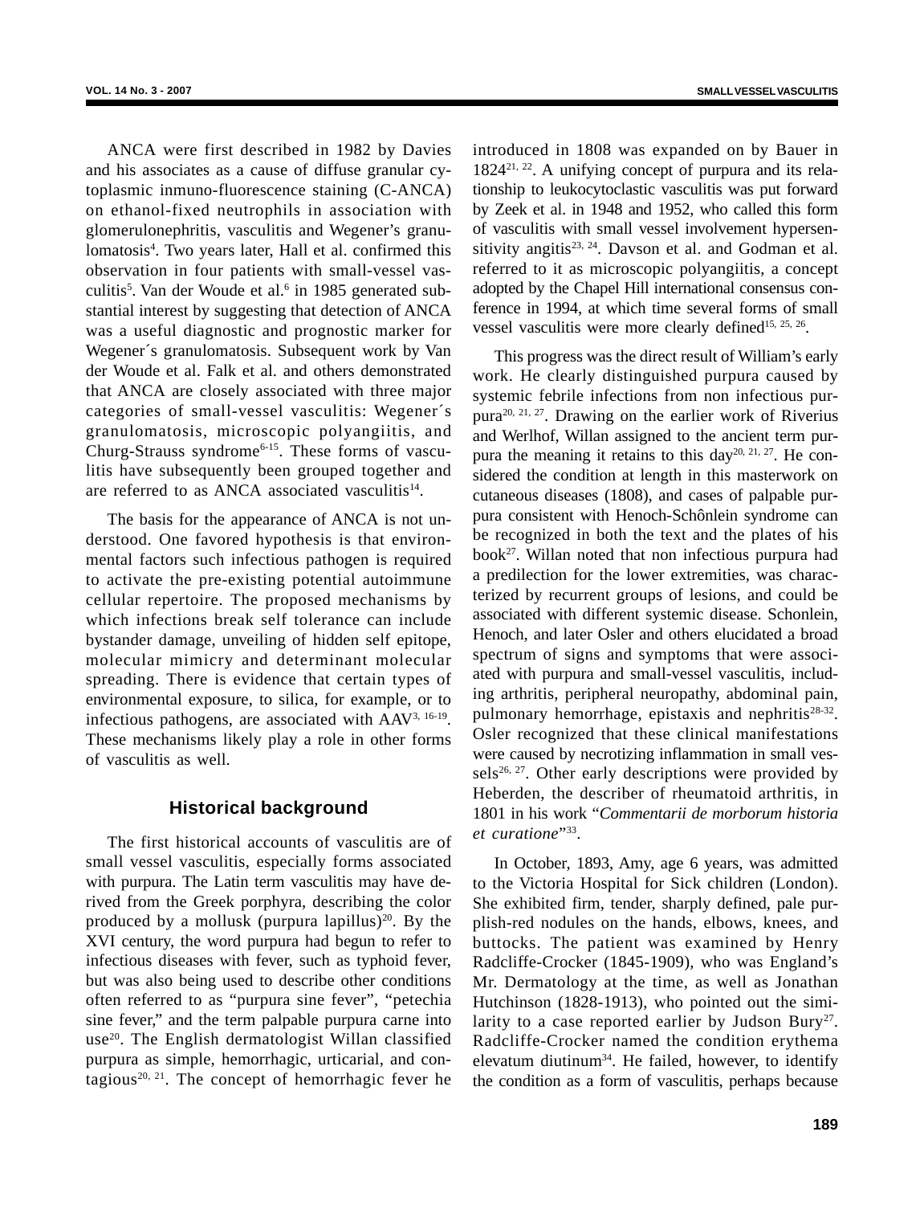ANCA were first described in 1982 by Davies and his associates as a cause of diffuse granular cytoplasmic inmuno-fluorescence staining (C-ANCA) on ethanol-fixed neutrophils in association with glomerulonephritis, vasculitis and Wegener's granulomatosis[4]. Two years later, Hall et al. confirmed this observation in four patients with small-vessel vasculitis[5]. Van der Woude et al.[6] in 1985 generated substantial interest by suggesting that detection of ANCA was a useful diagnostic and prognostic marker for Wegener´s granulomatosis. Subsequent work by Van der Woude et al. Falk et al. and others demonstrated that ANCA are closely associated with three major categories of small-vessel vasculitis: Wegener´s granulomatosis, microscopic polyangiitis, and Churg-Strauss syndrome[6-15]. These forms of vasculitis have subsequently been grouped together and are referred to as ANCA associated vasculitis[14].

The basis for the appearance of ANCA is not understood. One favored hypothesis is that environmental factors such infectious pathogen is required to activate the pre-existing potential autoimmune cellular repertoire. The proposed mechanisms by which infections break self tolerance can include bystander damage, unveiling of hidden self epitope, molecular mimicry and determinant molecular spreading. There is evidence that certain types of environmental exposure, to silica, for example, or to infectious pathogens, are associated with AAV[3, 16-19]. These mechanisms likely play a role in other forms of vasculitis as well.

## Historical background

The first historical accounts of vasculitis are of small vessel vasculitis, especially forms associated with purpura. The Latin term vasculitis may have derived from the Greek porphyra, describing the color produced by a mollusk (purpura lapillus)[20]. By the XVI century, the word purpura had begun to refer to infectious diseases with fever, such as typhoid fever, but was also being used to describe other conditions often referred to as "purpura sine fever", "petechia sine fever," and the term palpable purpura carne into use[20]. The English dermatologist Willan classified purpura as simple, hemorrhagic, urticarial, and contagious[20, 21]. The concept of hemorrhagic fever he introduced in 1808 was expanded on by Bauer in 1824[21, 22]. A unifying concept of purpura and its relationship to leukocytoclastic vasculitis was put forward by Zeek et al. in 1948 and 1952, who called this form of vasculitis with small vessel involvement hypersensitivity angitis[23, 24]. Davson et al. and Godman et al. referred to it as microscopic polyangiitis, a concept adopted by the Chapel Hill international consensus conference in 1994, at which time several forms of small vessel vasculitis were more clearly defined[15, 25, 26].

This progress was the direct result of William's early work. He clearly distinguished purpura caused by systemic febrile infections from non infectious purpura[20, 21, 27]. Drawing on the earlier work of Riverius and Werlhof, Willan assigned to the ancient term purpura the meaning it retains to this day[20, 21, 27]. He considered the condition at length in this masterwork on cutaneous diseases (1808), and cases of palpable purpura consistent with Henoch-Schônlein syndrome can be recognized in both the text and the plates of his book[27]. Willan noted that non infectious purpura had a predilection for the lower extremities, was characterized by recurrent groups of lesions, and could be associated with different systemic disease. Schonlein, Henoch, and later Osler and others elucidated a broad spectrum of signs and symptoms that were associated with purpura and small-vessel vasculitis, including arthritis, peripheral neuropathy, abdominal pain, pulmonary hemorrhage, epistaxis and nephritis[28-32]. Osler recognized that these clinical manifestations were caused by necrotizing inflammation in small vessels[26, 27]. Other early descriptions were provided by Heberden, the describer of rheumatoid arthritis, in 1801 in his work "*Commentarii de morborum historia et curatione*"[33].

In October, 1893, Amy, age 6 years, was admitted to the Victoria Hospital for Sick children (London). She exhibited firm, tender, sharply defined, pale purplish-red nodules on the hands, elbows, knees, and buttocks. The patient was examined by Henry Radcliffe-Crocker (1845-1909), who was England's Mr. Dermatology at the time, as well as Jonathan Hutchinson (1828-1913), who pointed out the similarity to a case reported earlier by Judson Bury[27]. Radcliffe-Crocker named the condition erythema elevatum diutinum[34]. He failed, however, to identify the condition as a form of vasculitis, perhaps because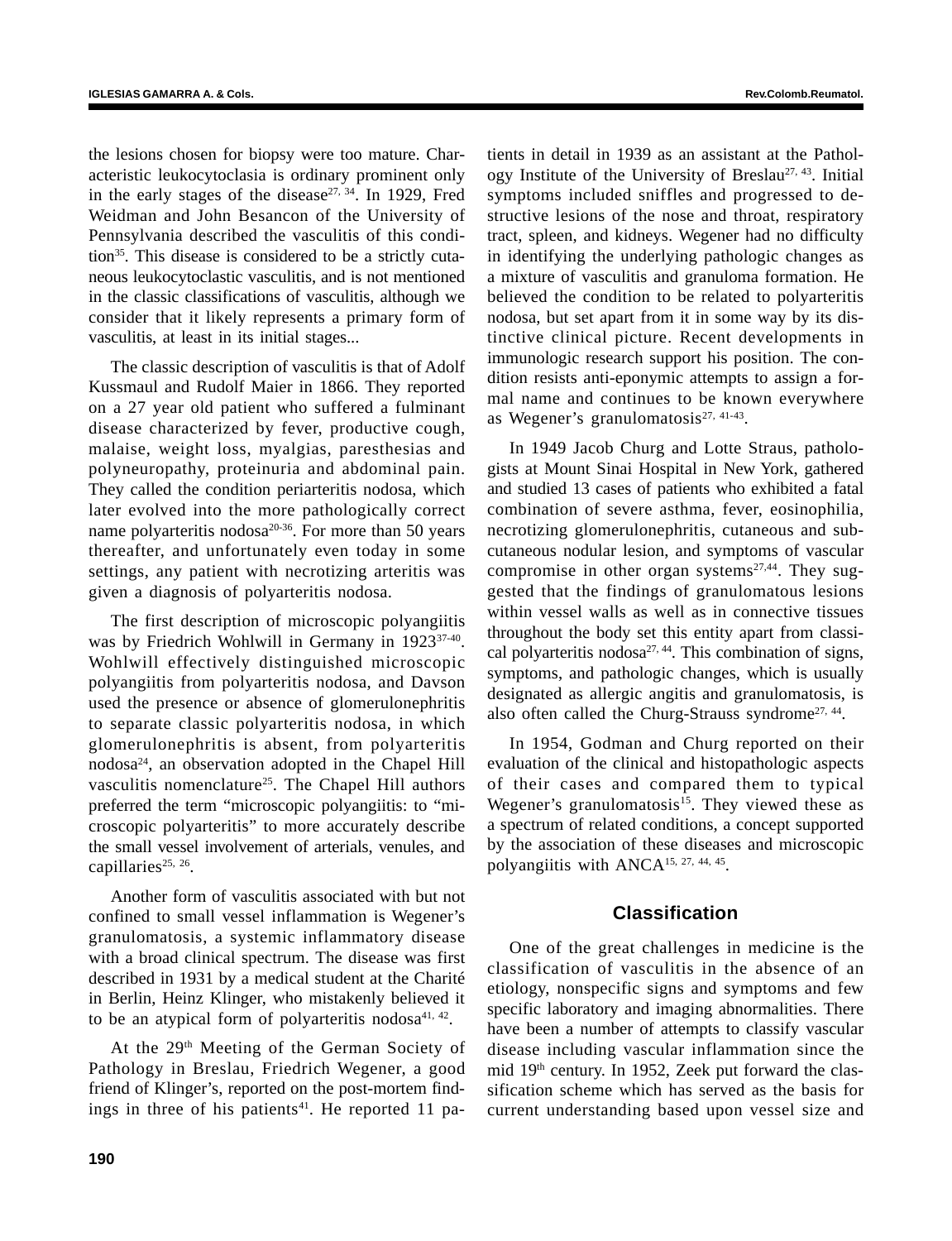the lesions chosen for biopsy were too mature. Characteristic leukocytoclasia is ordinary prominent only in the early stages of the disease[27, 34]. In 1929, Fred Weidman and John Besancon of the University of Pennsylvania described the vasculitis of this condition[35]. This disease is considered to be a strictly cutaneous leukocytoclastic vasculitis, and is not mentioned in the classic classifications of vasculitis, although we consider that it likely represents a primary form of vasculitis, at least in its initial stages...

The classic description of vasculitis is that of Adolf Kussmaul and Rudolf Maier in 1866. They reported on a 27 year old patient who suffered a fulminant disease characterized by fever, productive cough, malaise, weight loss, myalgias, paresthesias and polyneuropathy, proteinuria and abdominal pain. They called the condition periarteritis nodosa, which later evolved into the more pathologically correct name polyarteritis nodosa[20-36]. For more than 50 years thereafter, and unfortunately even today in some settings, any patient with necrotizing arteritis was given a diagnosis of polyarteritis nodosa.

The first description of microscopic polyangiitis was by Friedrich Wohlwill in Germany in 1923[37-40]. Wohlwill effectively distinguished microscopic polyangiitis from polyarteritis nodosa, and Davson used the presence or absence of glomerulonephritis to separate classic polyarteritis nodosa, in which glomerulonephritis is absent, from polyarteritis nodosa[24], an observation adopted in the Chapel Hill vasculitis nomenclature[25]. The Chapel Hill authors preferred the term "microscopic polyangiitis: to "microscopic polyarteritis" to more accurately describe the small vessel involvement of arterials, venules, and capillaries[25, 26].

Another form of vasculitis associated with but not confined to small vessel inflammation is Wegener's granulomatosis, a systemic inflammatory disease with a broad clinical spectrum. The disease was first described in 1931 by a medical student at the Charité in Berlin, Heinz Klinger, who mistakenly believed it to be an atypical form of polyarteritis nodosa[41, 42].

At the 29th Meeting of the German Society of Pathology in Breslau, Friedrich Wegener, a good friend of Klinger's, reported on the post-mortem findings in three of his patients[41]. He reported 11 patients in detail in 1939 as an assistant at the Pathology Institute of the University of Breslau[27, 43]. Initial symptoms included sniffles and progressed to destructive lesions of the nose and throat, respiratory tract, spleen, and kidneys. Wegener had no difficulty in identifying the underlying pathologic changes as a mixture of vasculitis and granuloma formation. He believed the condition to be related to polyarteritis nodosa, but set apart from it in some way by its distinctive clinical picture. Recent developments in immunologic research support his position. The condition resists anti-eponymic attempts to assign a formal name and continues to be known everywhere as Wegener's granulomatosis[27, 41-43].

In 1949 Jacob Churg and Lotte Straus, pathologists at Mount Sinai Hospital in New York, gathered and studied 13 cases of patients who exhibited a fatal combination of severe asthma, fever, eosinophilia, necrotizing glomerulonephritis, cutaneous and subcutaneous nodular lesion, and symptoms of vascular compromise in other organ systems[27,44]. They suggested that the findings of granulomatous lesions within vessel walls as well as in connective tissues throughout the body set this entity apart from classical polyarteritis nodosa[27, 44]. This combination of signs, symptoms, and pathologic changes, which is usually designated as allergic angitis and granulomatosis, is also often called the Churg-Strauss syndrome[27, 44].

In 1954, Godman and Churg reported on their evaluation of the clinical and histopathologic aspects of their cases and compared them to typical Wegener's granulomatosis[15]. They viewed these as a spectrum of related conditions, a concept supported by the association of these diseases and microscopic polyangiitis with ANCA[15, 27, 44, 45].

## Classification

One of the great challenges in medicine is the classification of vasculitis in the absence of an etiology, nonspecific signs and symptoms and few specific laboratory and imaging abnormalities. There have been a number of attempts to classify vascular disease including vascular inflammation since the mid 19th century. In 1952, Zeek put forward the classification scheme which has served as the basis for current understanding based upon vessel size and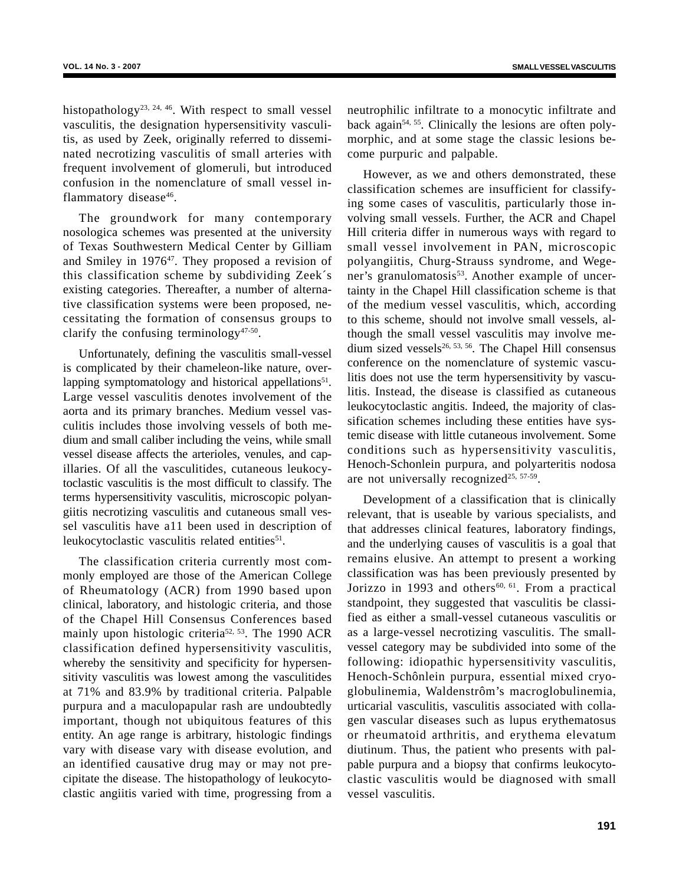histopathology[23, 24, 46]. With respect to small vessel vasculitis, the designation hypersensitivity vasculitis, as used by Zeek, originally referred to disseminated necrotizing vasculitis of small arteries with frequent involvement of glomeruli, but introduced confusion in the nomenclature of small vessel inflammatory disease[46].

The groundwork for many contemporary nosologica schemes was presented at the university of Texas Southwestern Medical Center by Gilliam and Smiley in 1976[47]. They proposed a revision of this classification scheme by subdividing Zeek´s existing categories. Thereafter, a number of alternative classification systems were been proposed, necessitating the formation of consensus groups to clarify the confusing terminology[47-50].

Unfortunately, defining the vasculitis small-vessel is complicated by their chameleon-like nature, overlapping symptomatology and historical appellations[51]. Large vessel vasculitis denotes involvement of the aorta and its primary branches. Medium vessel vasculitis includes those involving vessels of both medium and small caliber including the veins, while small vessel disease affects the arterioles, venules, and capillaries. Of all the vasculitides, cutaneous leukocytoclastic vasculitis is the most difficult to classify. The terms hypersensitivity vasculitis, microscopic polyangiitis necrotizing vasculitis and cutaneous small vessel vasculitis have a11 been used in description of leukocytoclastic vasculitis related entities[51].

The classification criteria currently most commonly employed are those of the American College of Rheumatology (ACR) from 1990 based upon clinical, laboratory, and histologic criteria, and those of the Chapel Hill Consensus Conferences based mainly upon histologic criteria[52, 53]. The 1990 ACR classification defined hypersensitivity vasculitis, whereby the sensitivity and specificity for hypersensitivity vasculitis was lowest among the vasculitides at 71% and 83.9% by traditional criteria. Palpable purpura and a maculopapular rash are undoubtedly important, though not ubiquitous features of this entity. An age range is arbitrary, histologic findings vary with disease vary with disease evolution, and an identified causative drug may or may not precipitate the disease. The histopathology of leukocytoclastic angiitis varied with time, progressing from a neutrophilic infiltrate to a monocytic infiltrate and back again[54, 55]. Clinically the lesions are often polymorphic, and at some stage the classic lesions become purpuric and palpable.

However, as we and others demonstrated, these classification schemes are insufficient for classifying some cases of vasculitis, particularly those involving small vessels. Further, the ACR and Chapel Hill criteria differ in numerous ways with regard to small vessel involvement in PAN, microscopic polyangiitis, Churg-Strauss syndrome, and Wegener's granulomatosis[53]. Another example of uncertainty in the Chapel Hill classification scheme is that of the medium vessel vasculitis, which, according to this scheme, should not involve small vessels, although the small vessel vasculitis may involve medium sized vessels[26, 53, 56]. The Chapel Hill consensus conference on the nomenclature of systemic vasculitis does not use the term hypersensitivity by vasculitis. Instead, the disease is classified as cutaneous leukocytoclastic angitis. Indeed, the majority of classification schemes including these entities have systemic disease with little cutaneous involvement. Some conditions such as hypersensitivity vasculitis, Henoch-Schonlein purpura, and polyarteritis nodosa are not universally recognized[25, 57-59].

Development of a classification that is clinically relevant, that is useable by various specialists, and that addresses clinical features, laboratory findings, and the underlying causes of vasculitis is a goal that remains elusive. An attempt to present a working classification was has been previously presented by Jorizzo in 1993 and others[60, 61]. From a practical standpoint, they suggested that vasculitis be classified as either a small-vessel cutaneous vasculitis or as a large-vessel necrotizing vasculitis. The small-vessel category may be subdivided into some of the following: idiopathic hypersensitivity vasculitis, Henoch-Schônlein purpura, essential mixed cryoglobulinemia, Waldenstrôm's macroglobulinemia, urticarial vasculitis, vasculitis associated with collagen vascular diseases such as lupus erythematosus or rheumatoid arthritis, and erythema elevatum diutinum. Thus, the patient who presents with palpable purpura and a biopsy that confirms leukocytoclastic vasculitis would be diagnosed with small vessel vasculitis.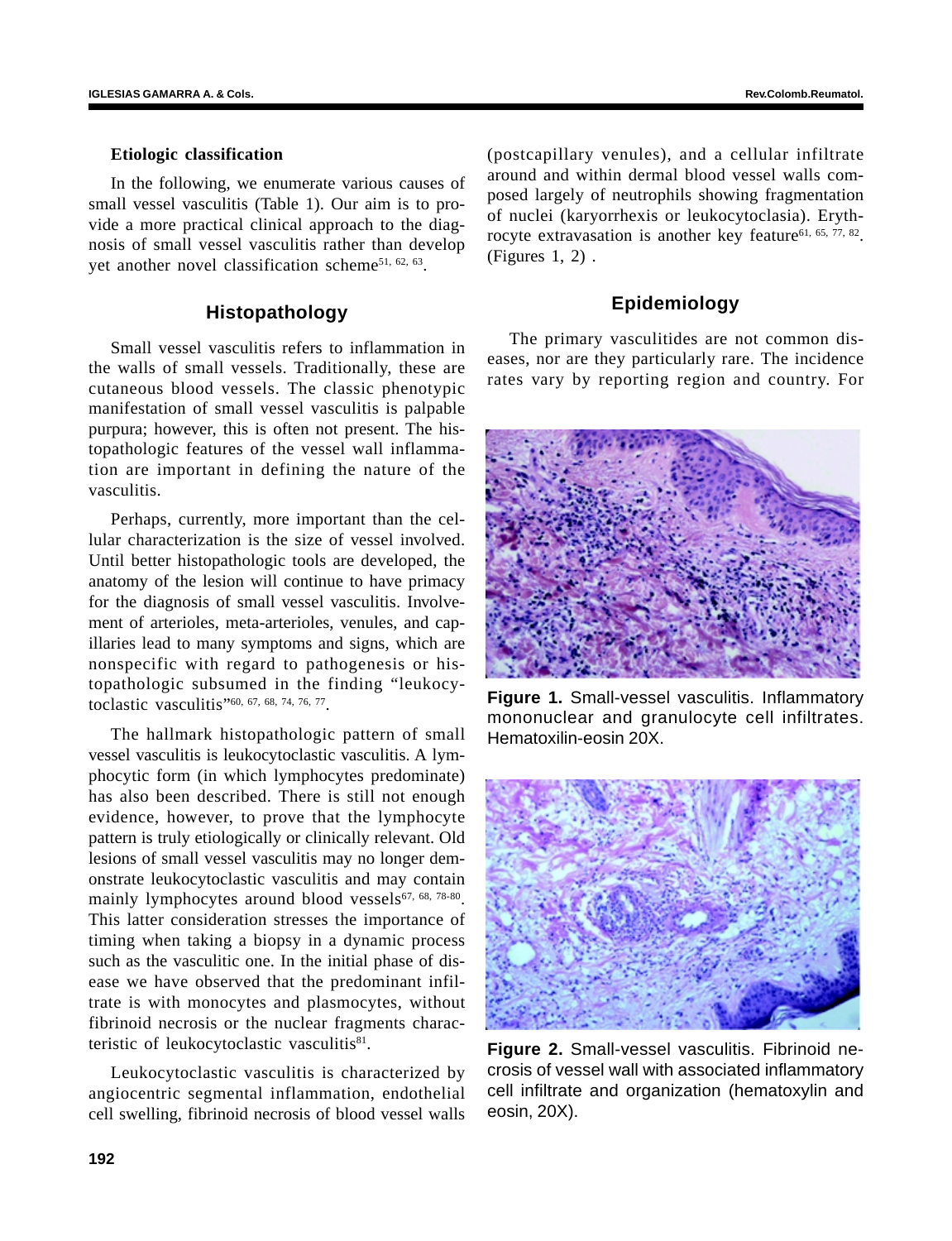### Etiologic classification

In the following, we enumerate various causes of small vessel vasculitis (Table 1). Our aim is to provide a more practical clinical approach to the diagnosis of small vessel vasculitis rather than develop yet another novel classification scheme[51, 62, 63].

## Histopathology

Small vessel vasculitis refers to inflammation in the walls of small vessels. Traditionally, these are cutaneous blood vessels. The classic phenotypic manifestation of small vessel vasculitis is palpable purpura; however, this is often not present. The histopathologic features of the vessel wall inflammation are important in defining the nature of the vasculitis.

Perhaps, currently, more important than the cellular characterization is the size of vessel involved. Until better histopathologic tools are developed, the anatomy of the lesion will continue to have primacy for the diagnosis of small vessel vasculitis. Involvement of arterioles, meta-arterioles, venules, and capillaries lead to many symptoms and signs, which are nonspecific with regard to pathogenesis or histopathologic subsumed in the finding "leukocytoclastic vasculitis"[60, 67, 68, 74, 76, 77].

The hallmark histopathologic pattern of small vessel vasculitis is leukocytoclastic vasculitis. A lymphocytic form (in which lymphocytes predominate) has also been described. There is still not enough evidence, however, to prove that the lymphocyte pattern is truly etiologically or clinically relevant. Old lesions of small vessel vasculitis may no longer demonstrate leukocytoclastic vasculitis and may contain mainly lymphocytes around blood vessels[67, 68, 78-80]. This latter consideration stresses the importance of timing when taking a biopsy in a dynamic process such as the vasculitic one. In the initial phase of disease we have observed that the predominant infiltrate is with monocytes and plasmocytes, without fibrinoid necrosis or the nuclear fragments characteristic of leukocytoclastic vasculitis[81].

Leukocytoclastic vasculitis is characterized by angiocentric segmental inflammation, endothelial cell swelling, fibrinoid necrosis of blood vessel walls (postcapillary venules), and a cellular infiltrate around and within dermal blood vessel walls composed largely of neutrophils showing fragmentation of nuclei (karyorrhexis or leukocytoclasia). Erythrocyte extravasation is another key feature[61, 65, 77, 82]. (Figures 1, 2) .

## Epidemiology

The primary vasculitides are not common diseases, nor are they particularly rare. The incidence rates vary by reporting region and country. For

**Figure 1.** Small-vessel vasculitis. Inflammatory mononuclear and granulocyte cell infiltrates. Hematoxilin-eosin 20X.

**Figure 2.** Small-vessel vasculitis. Fibrinoid necrosis of vessel wall with associated inflammatory cell infiltrate and organization (hematoxylin and eosin, 20X).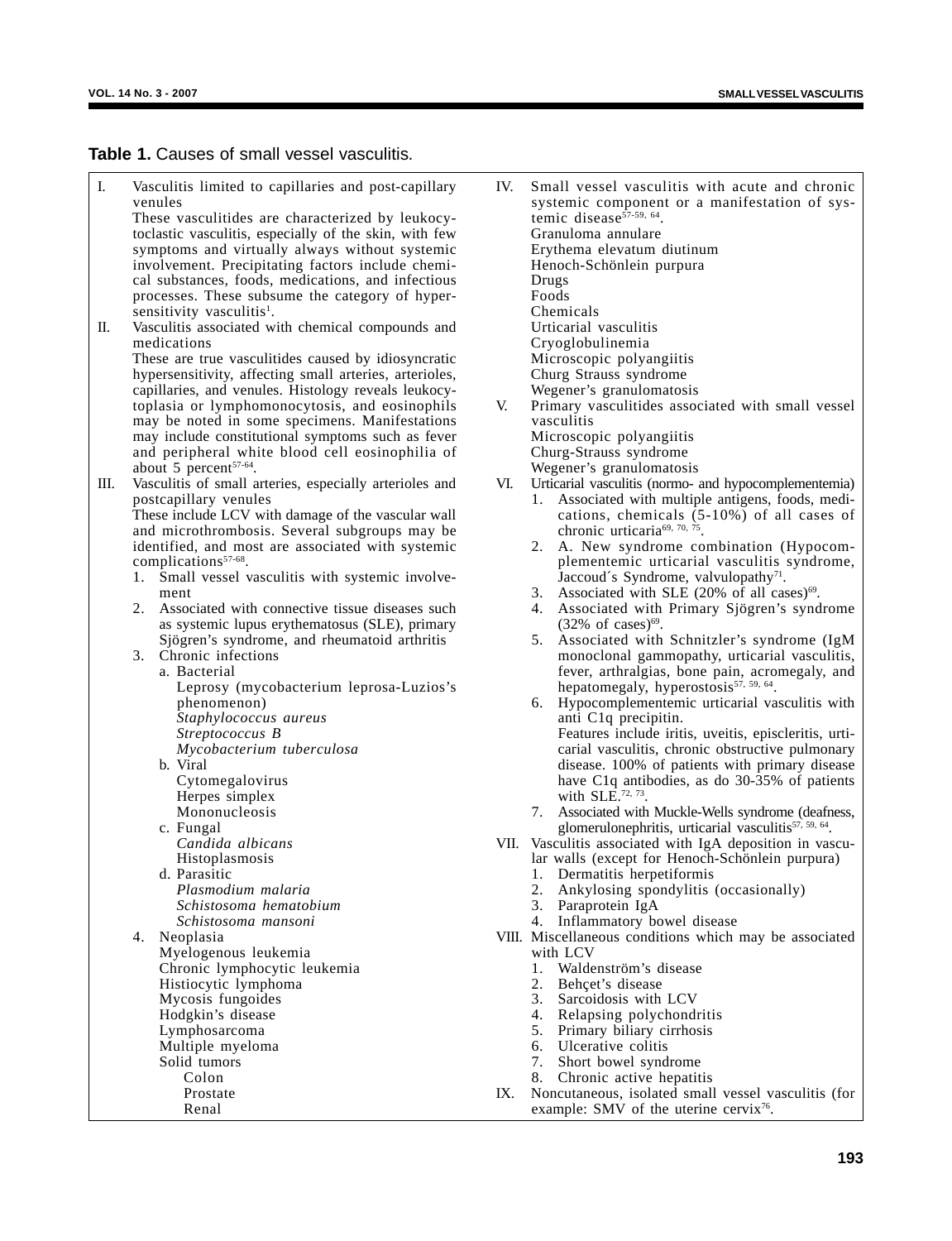**Table 1.** Causes of small vessel vasculitis.

I. Vasculitis limited to capillaries and post-capillary venules

These vasculitides are characterized by leukocytoclastic vasculitis, especially of the skin, with few symptoms and virtually always without systemic involvement. Precipitating factors include chemical substances, foods, medications, and infectious processes. These subsume the category of hypersensitivity vasculitis[1].

II. Vasculitis associated with chemical compounds and medications

These are true vasculitides caused by idiosyncratic hypersensitivity, affecting small arteries, arterioles, capillaries, and venules. Histology reveals leukocytoplasia or lymphomonocytosis, and eosinophils may be noted in some specimens. Manifestations may include constitutional symptoms such as fever and peripheral white blood cell eosinophilia of about 5 percent[57-64].

III. Vasculitis of small arteries, especially arterioles and postcapillary venules

These include LCV with damage of the vascular wall and microthrombosis. Several subgroups may be identified, and most are associated with systemic complications[57-68].

1. Small vessel vasculitis with systemic involvement
2. Associated with connective tissue diseases such as systemic lupus erythematosus (SLE), primary Sjögren's syndrome, and rheumatoid arthritis
3. Chronic infections
   - a. Bacterial
     - Leprosy (mycobacterium leprosa-Luzios's phenomenon)
     - *Staphylococcus aureus*
     - *Streptococcus B*
     - *Mycobacterium tuberculosa*
   - b. Viral
     - Cytomegalovirus
     - Herpes simplex
     - Mononucleosis
   - c. Fungal
     - *Candida albicans*
     - Histoplasmosis
   - d. Parasitic
     - *Plasmodium malaria*
     - *Schistosoma hematobium*
     - *Schistosoma mansoni*
4. Neoplasia
   - Myelogenous leukemia
   - Chronic lymphocytic leukemia
   - Histiocytic lymphoma
   - Mycosis fungoides
   - Hodgkin's disease
   - Lymphosarcoma
   - Multiple myeloma
   - Solid tumors
     - Colon
     - Prostate
     - Renal

IV. Small vessel vasculitis with acute and chronic systemic component or a manifestation of systemic disease[57-59, 64].

- Granuloma annulare
- Erythema elevatum diutinum
- Henoch-Schönlein purpura
- Drugs
- Foods
- Chemicals
- Urticarial vasculitis
- Cryoglobulinemia
- Microscopic polyangiitis
- Churg Strauss syndrome
- Wegener's granulomatosis

V. Primary vasculitides associated with small vessel vasculitis

- Microscopic polyangiitis
- Churg-Strauss syndrome
- Wegener's granulomatosis

VI. Urticarial vasculitis (normo- and hypocomplementemia)

1. Associated with multiple antigens, foods, medications, chemicals (5-10%) of all cases of chronic urticaria[69, 70, 75].
2. A. New syndrome combination (Hypocomplementemic urticarial vasculitis syndrome, Jaccoud´s Syndrome, valvulopathy[71].
3. Associated with SLE (20% of all cases)[69].
4. Associated with Primary Sjögren's syndrome (32% of cases)[69].
5. Associated with Schnitzler's syndrome (IgM monoclonal gammopathy, urticarial vasculitis, fever, arthralgias, bone pain, acromegaly, and hepatomegaly, hyperostosis[57, 59, 64].
6. Hypocomplementemic urticarial vasculitis with anti C1q precipitin.
   Features include iritis, uveitis, episcleritis, urticarial vasculitis, chronic obstructive pulmonary disease. 100% of patients with primary disease have C1q antibodies, as do 30-35% of patients with SLE.[72, 73].
7. Associated with Muckle-Wells syndrome (deafness, glomerulonephritis, urticarial vasculitis[57, 59, 64].

VII. Vasculitis associated with IgA deposition in vascular walls (except for Henoch-Schönlein purpura)

1. Dermatitis herpetiformis
2. Ankylosing spondylitis (occasionally)
3. Paraprotein IgA
4. Inflammatory bowel disease

VIII. Miscellaneous conditions which may be associated with LCV

1. Waldenström's disease
2. Behçet's disease
3. Sarcoidosis with LCV
4. Relapsing polychondritis
5. Primary biliary cirrhosis
6. Ulcerative colitis
7. Short bowel syndrome
8. Chronic active hepatitis

IX. Noncutaneous, isolated small vessel vasculitis (for example: SMV of the uterine cervix[76].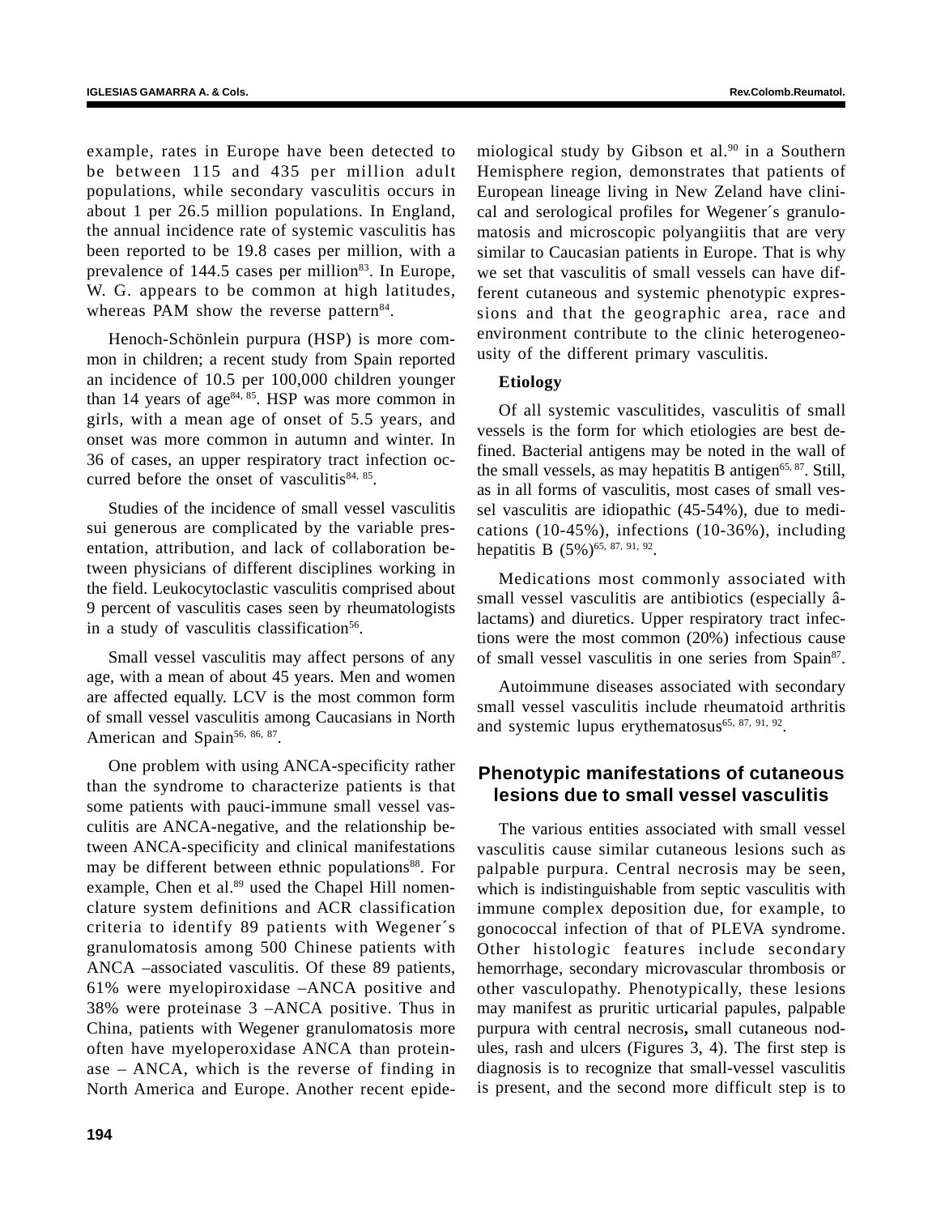example, rates in Europe have been detected to be between 115 and 435 per million adult populations, while secondary vasculitis occurs in about 1 per 26.5 million populations. In England, the annual incidence rate of systemic vasculitis has been reported to be 19.8 cases per million, with a prevalence of 144.5 cases per million[83]. In Europe, W. G. appears to be common at high latitudes, whereas PAM show the reverse pattern[84].

Henoch-Schönlein purpura (HSP) is more common in children; a recent study from Spain reported an incidence of 10.5 per 100,000 children younger than 14 years of age[84, 85]. HSP was more common in girls, with a mean age of onset of 5.5 years, and onset was more common in autumn and winter. In 36 of cases, an upper respiratory tract infection occurred before the onset of vasculitis[84, 85].

Studies of the incidence of small vessel vasculitis sui generous are complicated by the variable presentation, attribution, and lack of collaboration between physicians of different disciplines working in the field. Leukocytoclastic vasculitis comprised about 9 percent of vasculitis cases seen by rheumatologists in a study of vasculitis classification[56].

Small vessel vasculitis may affect persons of any age, with a mean of about 45 years. Men and women are affected equally. LCV is the most common form of small vessel vasculitis among Caucasians in North American and Spain[56, 86, 87].

One problem with using ANCA-specificity rather than the syndrome to characterize patients is that some patients with pauci-immune small vessel vasculitis are ANCA-negative, and the relationship between ANCA-specificity and clinical manifestations may be different between ethnic populations[88]. For example, Chen et al.[89] used the Chapel Hill nomenclature system definitions and ACR classification criteria to identify 89 patients with Wegener´s granulomatosis among 500 Chinese patients with ANCA –associated vasculitis. Of these 89 patients, 61% were myelopiroxidase –ANCA positive and 38% were proteinase 3 –ANCA positive. Thus in China, patients with Wegener granulomatosis more often have myeloperoxidase ANCA than proteinase – ANCA, which is the reverse of finding in North America and Europe. Another recent epidemiological study by Gibson et al.[90] in a Southern Hemisphere region, demonstrates that patients of European lineage living in New Zeland have clinical and serological profiles for Wegener´s granulomatosis and microscopic polyangiitis that are very similar to Caucasian patients in Europe. That is why we set that vasculitis of small vessels can have different cutaneous and systemic phenotypic expressions and that the geographic area, race and environment contribute to the clinic heterogeneousity of the different primary vasculitis.

**Etiology**

Of all systemic vasculitides, vasculitis of small vessels is the form for which etiologies are best defined. Bacterial antigens may be noted in the wall of the small vessels, as may hepatitis B antigen[65, 87]. Still, as in all forms of vasculitis, most cases of small vessel vasculitis are idiopathic (45-54%), due to medications (10-45%), infections (10-36%), including hepatitis B (5%)[65, 87, 91, 92].

Medications most commonly associated with small vessel vasculitis are antibiotics (especially â-lactams) and diuretics. Upper respiratory tract infections were the most common (20%) infectious cause of small vessel vasculitis in one series from Spain[87].

Autoimmune diseases associated with secondary small vessel vasculitis include rheumatoid arthritis and systemic lupus erythematosus[65, 87, 91, 92].

## Phenotypic manifestations of cutaneous lesions due to small vessel vasculitis

The various entities associated with small vessel vasculitis cause similar cutaneous lesions such as palpable purpura. Central necrosis may be seen, which is indistinguishable from septic vasculitis with immune complex deposition due, for example, to gonococcal infection of that of PLEVA syndrome. Other histologic features include secondary hemorrhage, secondary microvascular thrombosis or other vasculopathy. Phenotypically, these lesions may manifest as pruritic urticarial papules, palpable purpura with central necrosis**,** small cutaneous nodules, rash and ulcers (Figures 3, 4). The first step is diagnosis is to recognize that small-vessel vasculitis is present, and the second more difficult step is to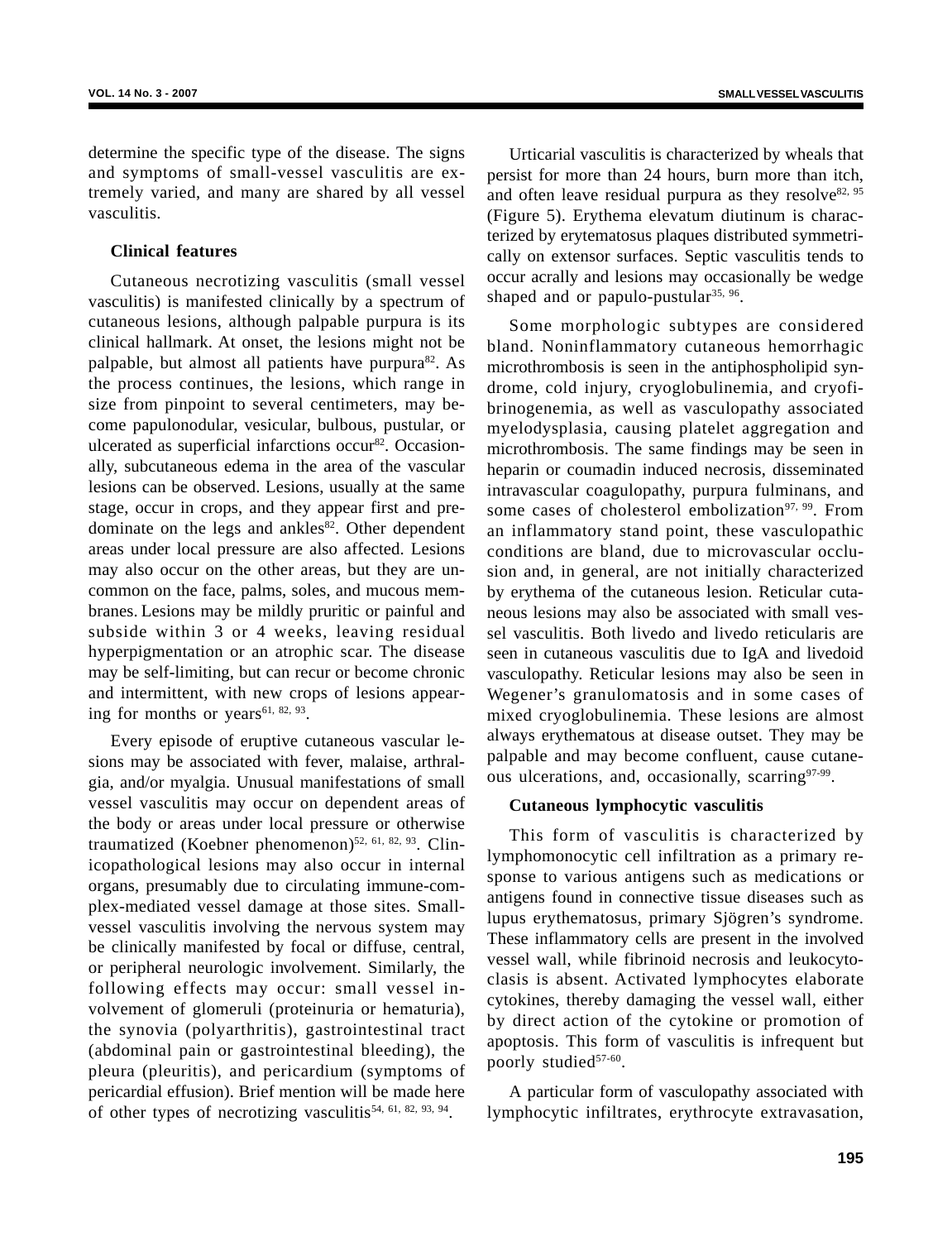determine the specific type of the disease. The signs and symptoms of small-vessel vasculitis are extremely varied, and many are shared by all vessel vasculitis.

### Clinical features

Cutaneous necrotizing vasculitis (small vessel vasculitis) is manifested clinically by a spectrum of cutaneous lesions, although palpable purpura is its clinical hallmark. At onset, the lesions might not be palpable, but almost all patients have purpura[82]. As the process continues, the lesions, which range in size from pinpoint to several centimeters, may become papulonodular, vesicular, bulbous, pustular, or ulcerated as superficial infarctions occur[82]. Occasionally, subcutaneous edema in the area of the vascular lesions can be observed. Lesions, usually at the same stage, occur in crops, and they appear first and predominate on the legs and ankles[82]. Other dependent areas under local pressure are also affected. Lesions may also occur on the other areas, but they are uncommon on the face, palms, soles, and mucous membranes. Lesions may be mildly pruritic or painful and subside within 3 or 4 weeks, leaving residual hyperpigmentation or an atrophic scar. The disease may be self-limiting, but can recur or become chronic and intermittent, with new crops of lesions appearing for months or years[61, 82, 93].

Every episode of eruptive cutaneous vascular lesions may be associated with fever, malaise, arthralgia, and/or myalgia. Unusual manifestations of small vessel vasculitis may occur on dependent areas of the body or areas under local pressure or otherwise traumatized (Koebner phenomenon)[52, 61, 82, 93]. Clinicopathological lesions may also occur in internal organs, presumably due to circulating immune-complex-mediated vessel damage at those sites. Small-vessel vasculitis involving the nervous system may be clinically manifested by focal or diffuse, central, or peripheral neurologic involvement. Similarly, the following effects may occur: small vessel involvement of glomeruli (proteinuria or hematuria), the synovia (polyarthritis), gastrointestinal tract (abdominal pain or gastrointestinal bleeding), the pleura (pleuritis), and pericardium (symptoms of pericardial effusion). Brief mention will be made here of other types of necrotizing vasculitis[54, 61, 82, 93, 94].

Urticarial vasculitis is characterized by wheals that persist for more than 24 hours, burn more than itch, and often leave residual purpura as they resolve[82, 95] (Figure 5). Erythema elevatum diutinum is characterized by erytematosus plaques distributed symmetrically on extensor surfaces. Septic vasculitis tends to occur acrally and lesions may occasionally be wedge shaped and or papulo-pustular[35, 96].

Some morphologic subtypes are considered bland. Noninflammatory cutaneous hemorrhagic microthrombosis is seen in the antiphospholipid syndrome, cold injury, cryoglobulinemia, and cryofibrinogenemia, as well as vasculopathy associated myelodysplasia, causing platelet aggregation and microthrombosis. The same findings may be seen in heparin or coumadin induced necrosis, disseminated intravascular coagulopathy, purpura fulminans, and some cases of cholesterol embolization[97, 99]. From an inflammatory stand point, these vasculopathic conditions are bland, due to microvascular occlusion and, in general, are not initially characterized by erythema of the cutaneous lesion. Reticular cutaneous lesions may also be associated with small vessel vasculitis. Both livedo and livedo reticularis are seen in cutaneous vasculitis due to IgA and livedoid vasculopathy. Reticular lesions may also be seen in Wegener's granulomatosis and in some cases of mixed cryoglobulinemia. These lesions are almost always erythematous at disease outset. They may be palpable and may become confluent, cause cutaneous ulcerations, and, occasionally, scarring[97-99].

### Cutaneous lymphocytic vasculitis

This form of vasculitis is characterized by lymphomonocytic cell infiltration as a primary response to various antigens such as medications or antigens found in connective tissue diseases such as lupus erythematosus, primary Sjögren's syndrome. These inflammatory cells are present in the involved vessel wall, while fibrinoid necrosis and leukocytoclasis is absent. Activated lymphocytes elaborate cytokines, thereby damaging the vessel wall, either by direct action of the cytokine or promotion of apoptosis. This form of vasculitis is infrequent but poorly studied[57-60].

A particular form of vasculopathy associated with lymphocytic infiltrates, erythrocyte extravasation,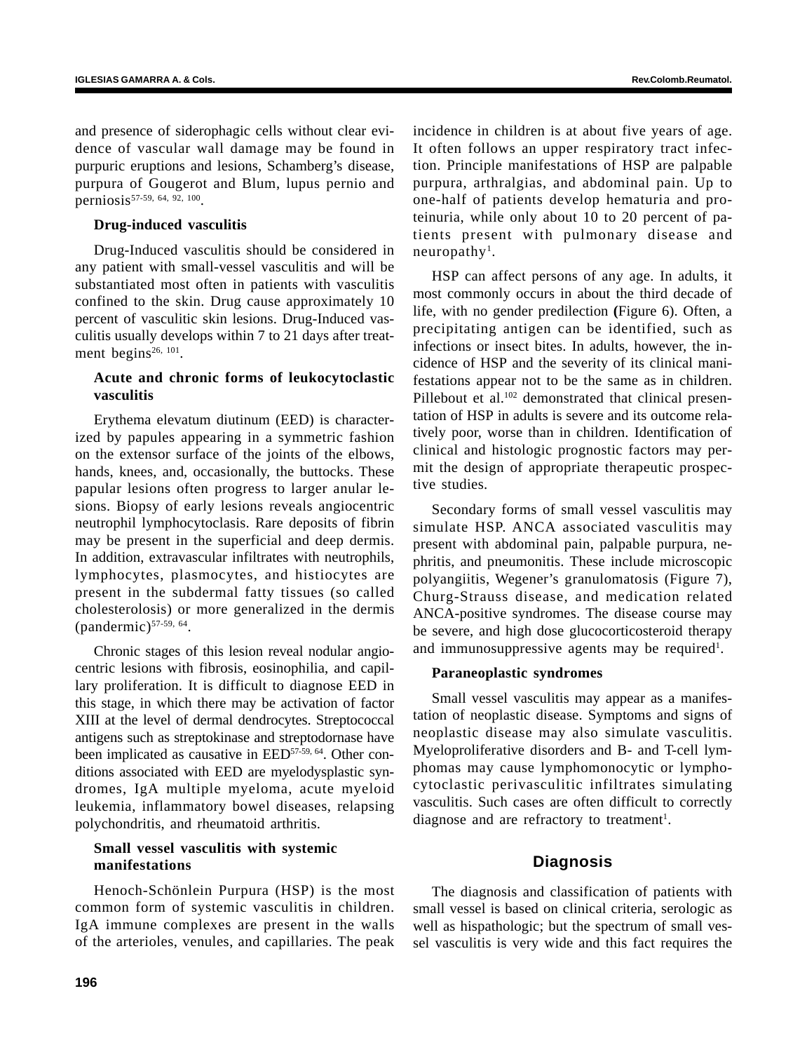and presence of siderophagic cells without clear evidence of vascular wall damage may be found in purpuric eruptions and lesions, Schamberg's disease, purpura of Gougerot and Blum, lupus pernio and perniosis[57-59, 64, 92, 100].

### Drug-induced vasculitis

Drug-Induced vasculitis should be considered in any patient with small-vessel vasculitis and will be substantiated most often in patients with vasculitis confined to the skin. Drug cause approximately 10 percent of vasculitic skin lesions. Drug-Induced vasculitis usually develops within 7 to 21 days after treatment begins[26, 101].

### Acute and chronic forms of leukocytoclastic vasculitis

Erythema elevatum diutinum (EED) is characterized by papules appearing in a symmetric fashion on the extensor surface of the joints of the elbows, hands, knees, and, occasionally, the buttocks. These papular lesions often progress to larger anular lesions. Biopsy of early lesions reveals angiocentric neutrophil lymphocytoclasis. Rare deposits of fibrin may be present in the superficial and deep dermis. In addition, extravascular infiltrates with neutrophils, lymphocytes, plasmocytes, and histiocytes are present in the subdermal fatty tissues (so called cholesterolosis) or more generalized in the dermis (pandermic)[57-59, 64].

Chronic stages of this lesion reveal nodular angiocentric lesions with fibrosis, eosinophilia, and capillary proliferation. It is difficult to diagnose EED in this stage, in which there may be activation of factor XIII at the level of dermal dendrocytes. Streptococcal antigens such as streptokinase and streptodornase have been implicated as causative in EED[57-59, 64]. Other conditions associated with EED are myelodysplastic syndromes, IgA multiple myeloma, acute myeloid leukemia, inflammatory bowel diseases, relapsing polychondritis, and rheumatoid arthritis.

### Small vessel vasculitis with systemic manifestations

Henoch-Schönlein Purpura (HSP) is the most common form of systemic vasculitis in children. IgA immune complexes are present in the walls of the arterioles, venules, and capillaries. The peak incidence in children is at about five years of age. It often follows an upper respiratory tract infection. Principle manifestations of HSP are palpable purpura, arthralgias, and abdominal pain. Up to one-half of patients develop hematuria and proteinuria, while only about 10 to 20 percent of patients present with pulmonary disease and neuropathy[1].

HSP can affect persons of any age. In adults, it most commonly occurs in about the third decade of life, with no gender predilection (Figure 6). Often, a precipitating antigen can be identified, such as infections or insect bites. In adults, however, the incidence of HSP and the severity of its clinical manifestations appear not to be the same as in children. Pillebout et al.[102] demonstrated that clinical presentation of HSP in adults is severe and its outcome relatively poor, worse than in children. Identification of clinical and histologic prognostic factors may permit the design of appropriate therapeutic prospective studies.

Secondary forms of small vessel vasculitis may simulate HSP. ANCA associated vasculitis may present with abdominal pain, palpable purpura, nephritis, and pneumonitis. These include microscopic polyangiitis, Wegener's granulomatosis (Figure 7), Churg-Strauss disease, and medication related ANCA-positive syndromes. The disease course may be severe, and high dose glucocorticosteroid therapy and immunosuppressive agents may be required[1].

### Paraneoplastic syndromes

Small vessel vasculitis may appear as a manifestation of neoplastic disease. Symptoms and signs of neoplastic disease may also simulate vasculitis. Myeloproliferative disorders and B- and T-cell lymphomas may cause lymphomonocytic or lymphocytoclastic perivasculitic infiltrates simulating vasculitis. Such cases are often difficult to correctly diagnose and are refractory to treatment[1].

## Diagnosis

The diagnosis and classification of patients with small vessel is based on clinical criteria, serologic as well as hispathologic; but the spectrum of small vessel vasculitis is very wide and this fact requires the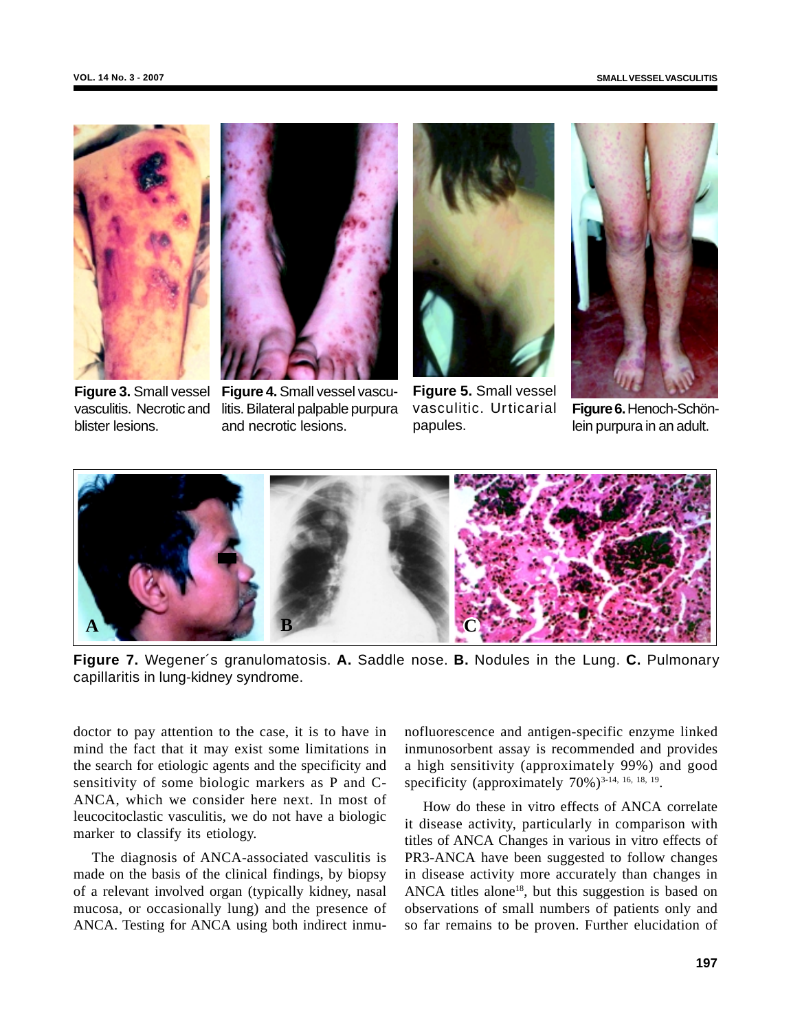**Figure 3.** Small vessel vasculitis. Necrotic and blister lesions.

**Figure 4.** Small vessel vasculitis. Bilateral palpable purpura and necrotic lesions.

**Figure 5.** Small vessel vasculitic. Urticarial papules.

**Figure 6.** Henoch-Schönlein purpura in an adult.

**Figure 7.** Wegener´s granulomatosis. **A.** Saddle nose. **B.** Nodules in the Lung. **C.** Pulmonary capillaritis in lung-kidney syndrome.

doctor to pay attention to the case, it is to have in mind the fact that it may exist some limitations in the search for etiologic agents and the specificity and sensitivity of some biologic markers as P and C-ANCA, which we consider here next. In most of leucocitoclastic vasculitis, we do not have a biologic marker to classify its etiology.

The diagnosis of ANCA-associated vasculitis is made on the basis of the clinical findings, by biopsy of a relevant involved organ (typically kidney, nasal mucosa, or occasionally lung) and the presence of ANCA. Testing for ANCA using both indirect inmunofluorescence and antigen-specific enzyme linked inmunosorbent assay is recommended and provides a high sensitivity (approximately 99%) and good specificity (approximately 70%)[3-14, 16, 18, 19].

How do these in vitro effects of ANCA correlate it disease activity, particularly in comparison with titles of ANCA Changes in various in vitro effects of PR3-ANCA have been suggested to follow changes in disease activity more accurately than changes in ANCA titles alone[18], but this suggestion is based on observations of small numbers of patients only and so far remains to be proven. Further elucidation of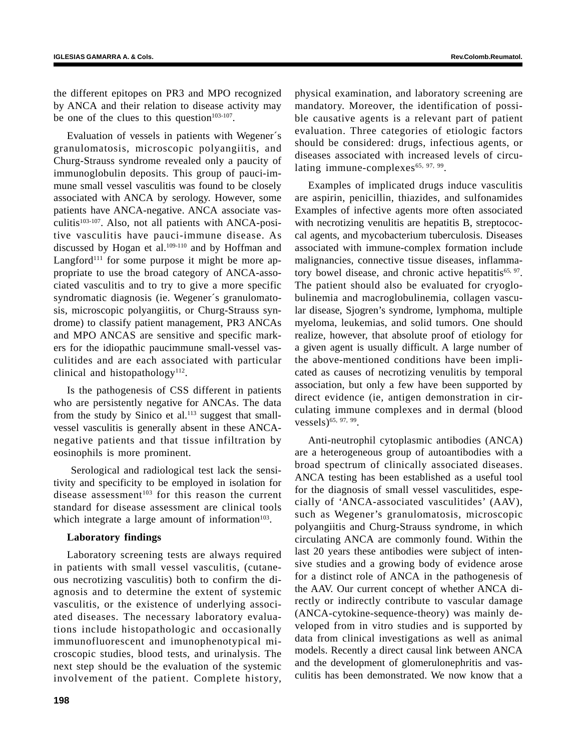the different epitopes on PR3 and MPO recognized by ANCA and their relation to disease activity may be one of the clues to this question[103-107].

Evaluation of vessels in patients with Wegener´s granulomatosis, microscopic polyangiitis, and Churg-Strauss syndrome revealed only a paucity of immunoglobulin deposits. This group of pauci-immune small vessel vasculitis was found to be closely associated with ANCA by serology. However, some patients have ANCA-negative. ANCA associate vasculitis[103-107]. Also, not all patients with ANCA-positive vasculitis have pauci-immune disease. As discussed by Hogan et al.[109-110] and by Hoffman and Langford[111] for some purpose it might be more appropriate to use the broad category of ANCA-associated vasculitis and to try to give a more specific syndromatic diagnosis (ie. Wegener´s granulomatosis, microscopic polyangiitis, or Churg-Strauss syndrome) to classify patient management, PR3 ANCAs and MPO ANCAS are sensitive and specific markers for the idiopathic paucimmune small-vessel vasculitides and are each associated with particular clinical and histopathology[112].

Is the pathogenesis of CSS different in patients who are persistently negative for ANCAs. The data from the study by Sinico et al.[113] suggest that small-vessel vasculitis is generally absent in these ANCA-negative patients and that tissue infiltration by eosinophils is more prominent.

Serological and radiological test lack the sensitivity and specificity to be employed in isolation for disease assessment[103] for this reason the current standard for disease assessment are clinical tools which integrate a large amount of information[103].

**Laboratory findings**

Laboratory screening tests are always required in patients with small vessel vasculitis, (cutaneous necrotizing vasculitis) both to confirm the diagnosis and to determine the extent of systemic vasculitis, or the existence of underlying associated diseases. The necessary laboratory evaluations include histopathologic and occasionally immunofluorescent and imunophenotypical microscopic studies, blood tests, and urinalysis. The next step should be the evaluation of the systemic involvement of the patient. Complete history, physical examination, and laboratory screening are mandatory. Moreover, the identification of possible causative agents is a relevant part of patient evaluation. Three categories of etiologic factors should be considered: drugs, infectious agents, or diseases associated with increased levels of circulating immune-complexes[65, 97, 99].

Examples of implicated drugs induce vasculitis are aspirin, penicillin, thiazides, and sulfonamides Examples of infective agents more often associated with necrotizing venulitis are hepatitis B, streptococcal agents, and mycobacterium tuberculosis. Diseases associated with immune-complex formation include malignancies, connective tissue diseases, inflammatory bowel disease, and chronic active hepatitis[65, 97]. The patient should also be evaluated for cryoglobulinemia and macroglobulinemia, collagen vascular disease, Sjogren's syndrome, lymphoma, multiple myeloma, leukemias, and solid tumors. One should realize, however, that absolute proof of etiology for a given agent is usually difficult. A large number of the above-mentioned conditions have been implicated as causes of necrotizing venulitis by temporal association, but only a few have been supported by direct evidence (ie, antigen demonstration in circulating immune complexes and in dermal (blood vessels)[65, 97, 99].

Anti-neutrophil cytoplasmic antibodies (ANCA) are a heterogeneous group of autoantibodies with a broad spectrum of clinically associated diseases. ANCA testing has been established as a useful tool for the diagnosis of small vessel vasculitides, especially of 'ANCA-associated vasculitides' (AAV), such as Wegener's granulomatosis, microscopic polyangiitis and Churg-Strauss syndrome, in which circulating ANCA are commonly found. Within the last 20 years these antibodies were subject of intensive studies and a growing body of evidence arose for a distinct role of ANCA in the pathogenesis of the AAV. Our current concept of whether ANCA directly or indirectly contribute to vascular damage (ANCA-cytokine-sequence-theory) was mainly developed from in vitro studies and is supported by data from clinical investigations as well as animal models. Recently a direct causal link between ANCA and the development of glomerulonephritis and vasculitis has been demonstrated. We now know that a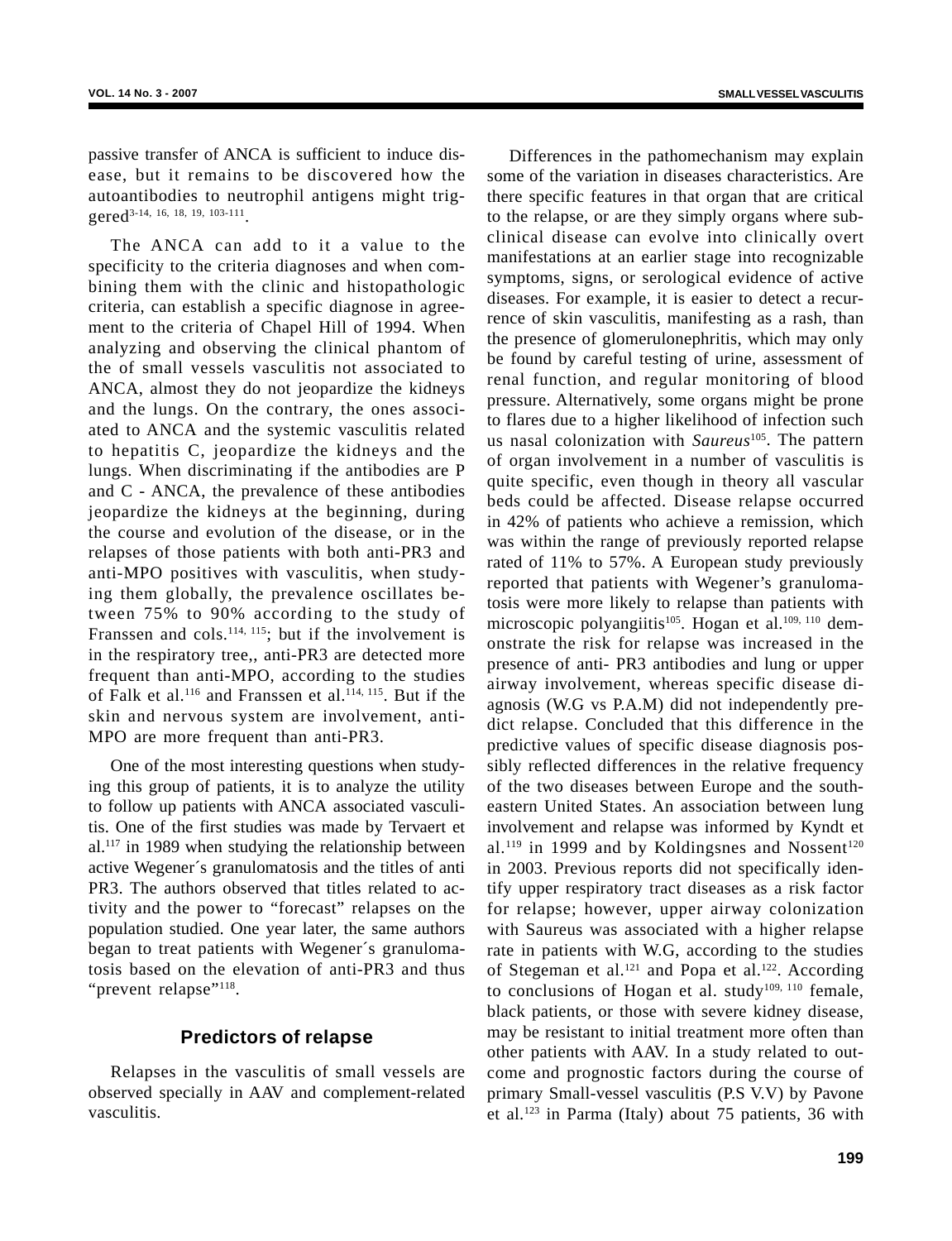passive transfer of ANCA is sufficient to induce disease, but it remains to be discovered how the autoantibodies to neutrophil antigens might triggered[3-14, 16, 18, 19, 103-111].

The ANCA can add to it a value to the specificity to the criteria diagnoses and when combining them with the clinic and histopathologic criteria, can establish a specific diagnose in agreement to the criteria of Chapel Hill of 1994. When analyzing and observing the clinical phantom of the of small vessels vasculitis not associated to ANCA, almost they do not jeopardize the kidneys and the lungs. On the contrary, the ones associated to ANCA and the systemic vasculitis related to hepatitis C, jeopardize the kidneys and the lungs. When discriminating if the antibodies are P and C - ANCA, the prevalence of these antibodies jeopardize the kidneys at the beginning, during the course and evolution of the disease, or in the relapses of those patients with both anti-PR3 and anti-MPO positives with vasculitis, when studying them globally, the prevalence oscillates between 75% to 90% according to the study of Franssen and cols.[114, 115]; but if the involvement is in the respiratory tree,, anti-PR3 are detected more frequent than anti-MPO, according to the studies of Falk et al.[116] and Franssen et al.[114, 115]. But if the skin and nervous system are involvement, anti-MPO are more frequent than anti-PR3.

One of the most interesting questions when studying this group of patients, it is to analyze the utility to follow up patients with ANCA associated vasculitis. One of the first studies was made by Tervaert et al.[117] in 1989 when studying the relationship between active Wegener´s granulomatosis and the titles of anti PR3. The authors observed that titles related to activity and the power to "forecast" relapses on the population studied. One year later, the same authors began to treat patients with Wegener´s granulomatosis based on the elevation of anti-PR3 and thus "prevent relapse"[118].

## Predictors of relapse

Relapses in the vasculitis of small vessels are observed specially in AAV and complement-related vasculitis.

Differences in the pathomechanism may explain some of the variation in diseases characteristics. Are there specific features in that organ that are critical to the relapse, or are they simply organs where subclinical disease can evolve into clinically overt manifestations at an earlier stage into recognizable symptoms, signs, or serological evidence of active diseases. For example, it is easier to detect a recurrence of skin vasculitis, manifesting as a rash, than the presence of glomerulonephritis, which may only be found by careful testing of urine, assessment of renal function, and regular monitoring of blood pressure. Alternatively, some organs might be prone to flares due to a higher likelihood of infection such us nasal colonization with *Saureus*[105]. The pattern of organ involvement in a number of vasculitis is quite specific, even though in theory all vascular beds could be affected. Disease relapse occurred in 42% of patients who achieve a remission, which was within the range of previously reported relapse rated of 11% to 57%. A European study previously reported that patients with Wegener's granulomatosis were more likely to relapse than patients with microscopic polyangiitis[105]. Hogan et al.[109, 110] demonstrate the risk for relapse was increased in the presence of anti- PR3 antibodies and lung or upper airway involvement, whereas specific disease diagnosis (W.G vs P.A.M) did not independently predict relapse. Concluded that this difference in the predictive values of specific disease diagnosis possibly reflected differences in the relative frequency of the two diseases between Europe and the southeastern United States. An association between lung involvement and relapse was informed by Kyndt et al.[119] in 1999 and by Koldingsnes and Nossent[120] in 2003. Previous reports did not specifically identify upper respiratory tract diseases as a risk factor for relapse; however, upper airway colonization with Saureus was associated with a higher relapse rate in patients with W.G, according to the studies of Stegeman et al.[121] and Popa et al.[122]. According to conclusions of Hogan et al. study[109, 110] female, black patients, or those with severe kidney disease, may be resistant to initial treatment more often than other patients with AAV. In a study related to outcome and prognostic factors during the course of primary Small-vessel vasculitis (P.S V.V) by Pavone et al.[123] in Parma (Italy) about 75 patients, 36 with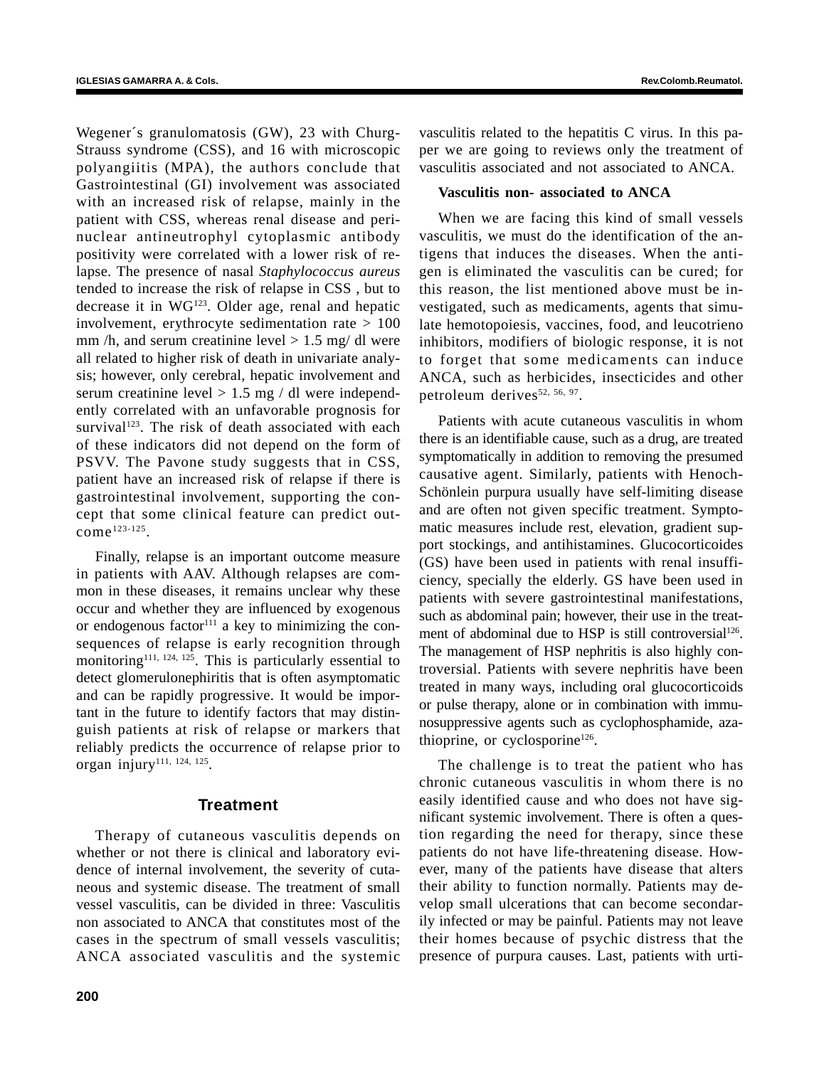Wegener´s granulomatosis (GW), 23 with Churg-Strauss syndrome (CSS), and 16 with microscopic polyangiitis (MPA), the authors conclude that Gastrointestinal (GI) involvement was associated with an increased risk of relapse, mainly in the patient with CSS, whereas renal disease and perinuclear antineutrophyl cytoplasmic antibody positivity were correlated with a lower risk of relapse. The presence of nasal *Staphylococcus aureus* tended to increase the risk of relapse in CSS , but to decrease it in WG[123]. Older age, renal and hepatic involvement, erythrocyte sedimentation rate > 100 mm /h, and serum creatinine level > 1.5 mg/ dl were all related to higher risk of death in univariate analysis; however, only cerebral, hepatic involvement and serum creatinine level > 1.5 mg / dl were independently correlated with an unfavorable prognosis for survival[123]. The risk of death associated with each of these indicators did not depend on the form of PSVV. The Pavone study suggests that in CSS, patient have an increased risk of relapse if there is gastrointestinal involvement, supporting the concept that some clinical feature can predict outcome[123-125].

Finally, relapse is an important outcome measure in patients with AAV. Although relapses are common in these diseases, it remains unclear why these occur and whether they are influenced by exogenous or endogenous factor[111] a key to minimizing the consequences of relapse is early recognition through monitoring[111, 124, 125]. This is particularly essential to detect glomerulonephiritis that is often asymptomatic and can be rapidly progressive. It would be important in the future to identify factors that may distinguish patients at risk of relapse or markers that reliably predicts the occurrence of relapse prior to organ injury[111, 124, 125].

## Treatment

Therapy of cutaneous vasculitis depends on whether or not there is clinical and laboratory evidence of internal involvement, the severity of cutaneous and systemic disease. The treatment of small vessel vasculitis, can be divided in three: Vasculitis non associated to ANCA that constitutes most of the cases in the spectrum of small vessels vasculitis; ANCA associated vasculitis and the systemic vasculitis related to the hepatitis C virus. In this paper we are going to reviews only the treatment of vasculitis associated and not associated to ANCA.

**Vasculitis non- associated to ANCA**

When we are facing this kind of small vessels vasculitis, we must do the identification of the antigens that induces the diseases. When the antigen is eliminated the vasculitis can be cured; for this reason, the list mentioned above must be investigated, such as medicaments, agents that simulate hemotopoiesis, vaccines, food, and leucotrieno inhibitors, modifiers of biologic response, it is not to forget that some medicaments can induce ANCA, such as herbicides, insecticides and other petroleum derives[52, 56, 97].

Patients with acute cutaneous vasculitis in whom there is an identifiable cause, such as a drug, are treated symptomatically in addition to removing the presumed causative agent. Similarly, patients with Henoch-Schönlein purpura usually have self-limiting disease and are often not given specific treatment. Symptomatic measures include rest, elevation, gradient support stockings, and antihistamines. Glucocorticoides (GS) have been used in patients with renal insufficiency, specially the elderly. GS have been used in patients with severe gastrointestinal manifestations, such as abdominal pain; however, their use in the treatment of abdominal due to HSP is still controversial[126]. The management of HSP nephritis is also highly controversial. Patients with severe nephritis have been treated in many ways, including oral glucocorticoids or pulse therapy, alone or in combination with immunosuppressive agents such as cyclophosphamide, azathioprine, or cyclosporine[126].

The challenge is to treat the patient who has chronic cutaneous vasculitis in whom there is no easily identified cause and who does not have significant systemic involvement. There is often a question regarding the need for therapy, since these patients do not have life-threatening disease. However, many of the patients have disease that alters their ability to function normally. Patients may develop small ulcerations that can become secondarily infected or may be painful. Patients may not leave their homes because of psychic distress that the presence of purpura causes. Last, patients with urti-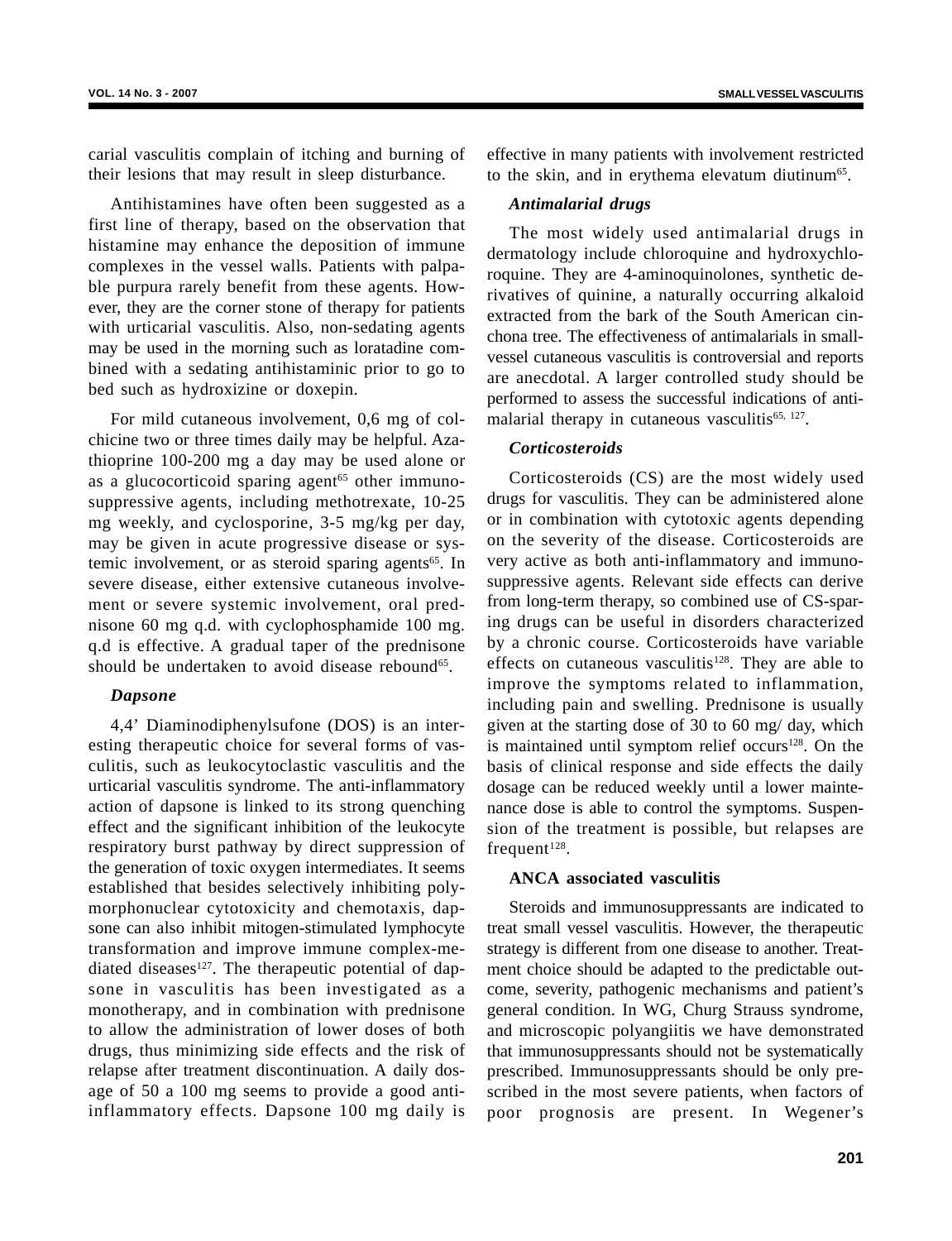carial vasculitis complain of itching and burning of their lesions that may result in sleep disturbance.

Antihistamines have often been suggested as a first line of therapy, based on the observation that histamine may enhance the deposition of immune complexes in the vessel walls. Patients with palpable purpura rarely benefit from these agents. However, they are the corner stone of therapy for patients with urticarial vasculitis. Also, non-sedating agents may be used in the morning such as loratadine combined with a sedating antihistaminic prior to go to bed such as hydroxizine or doxepin.

For mild cutaneous involvement, 0,6 mg of colchicine two or three times daily may be helpful. Azathioprine 100-200 mg a day may be used alone or as a glucocorticoid sparing agent[65] other immunosuppressive agents, including methotrexate, 10-25 mg weekly, and cyclosporine, 3-5 mg/kg per day, may be given in acute progressive disease or systemic involvement, or as steroid sparing agents[65]. In severe disease, either extensive cutaneous involvement or severe systemic involvement, oral prednisone 60 mg q.d. with cyclophosphamide 100 mg. q.d is effective. A gradual taper of the prednisone should be undertaken to avoid disease rebound[65].

### *Dapsone*

4,4' Diaminodiphenylsufone (DOS) is an interesting therapeutic choice for several forms of vasculitis, such as leukocytoclastic vasculitis and the urticarial vasculitis syndrome. The anti-inflammatory action of dapsone is linked to its strong quenching effect and the significant inhibition of the leukocyte respiratory burst pathway by direct suppression of the generation of toxic oxygen intermediates. It seems established that besides selectively inhibiting polymorphonuclear cytotoxicity and chemotaxis, dapsone can also inhibit mitogen-stimulated lymphocyte transformation and improve immune complex-mediated diseases[127]. The therapeutic potential of dapsone in vasculitis has been investigated as a monotherapy, and in combination with prednisone to allow the administration of lower doses of both drugs, thus minimizing side effects and the risk of relapse after treatment discontinuation. A daily dosage of 50 a 100 mg seems to provide a good anti-inflammatory effects. Dapsone 100 mg daily is effective in many patients with involvement restricted to the skin, and in erythema elevatum diutinum[65].

### *Antimalarial drugs*

The most widely used antimalarial drugs in dermatology include chloroquine and hydroxychloroquine. They are 4-aminoquinolones, synthetic derivatives of quinine, a naturally occurring alkaloid extracted from the bark of the South American cinchona tree. The effectiveness of antimalarials in small-vessel cutaneous vasculitis is controversial and reports are anecdotal. A larger controlled study should be performed to assess the successful indications of antimalarial therapy in cutaneous vasculitis[65, 127].

### *Corticosteroids*

Corticosteroids (CS) are the most widely used drugs for vasculitis. They can be administered alone or in combination with cytotoxic agents depending on the severity of the disease. Corticosteroids are very active as both anti-inflammatory and immunosuppressive agents. Relevant side effects can derive from long-term therapy, so combined use of CS-sparing drugs can be useful in disorders characterized by a chronic course. Corticosteroids have variable effects on cutaneous vasculitis[128]. They are able to improve the symptoms related to inflammation, including pain and swelling. Prednisone is usually given at the starting dose of 30 to 60 mg/ day, which is maintained until symptom relief occurs[128]. On the basis of clinical response and side effects the daily dosage can be reduced weekly until a lower maintenance dose is able to control the symptoms. Suspension of the treatment is possible, but relapses are frequent[128].

### ANCA associated vasculitis

Steroids and immunosuppressants are indicated to treat small vessel vasculitis. However, the therapeutic strategy is different from one disease to another. Treatment choice should be adapted to the predictable outcome, severity, pathogenic mechanisms and patient's general condition. In WG, Churg Strauss syndrome, and microscopic polyangiitis we have demonstrated that immunosuppressants should not be systematically prescribed. Immunosuppressants should be only prescribed in the most severe patients, when factors of poor prognosis are present. In Wegener's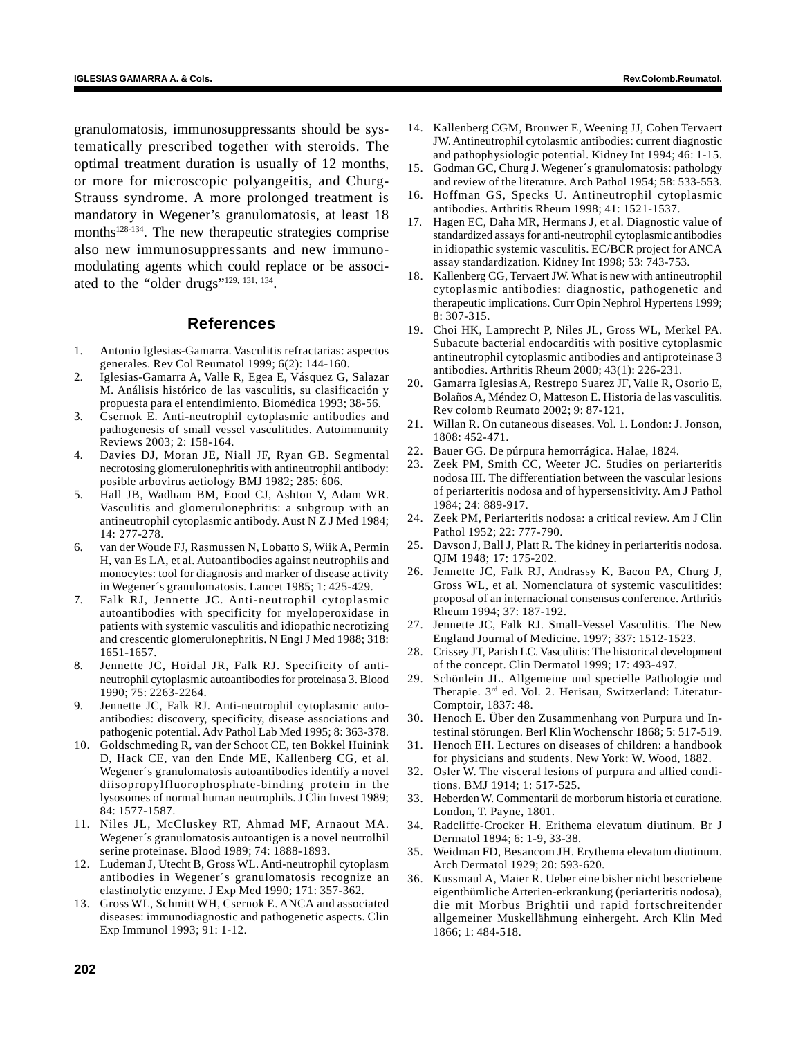granulomatosis, immunosuppressants should be systematically prescribed together with steroids. The optimal treatment duration is usually of 12 months, or more for microscopic polyangeitis, and Churg-Strauss syndrome. A more prolonged treatment is mandatory in Wegener's granulomatosis, at least 18 months[128-134]. The new therapeutic strategies comprise also new immunosuppressants and new immunomodulating agents which could replace or be associated to the "older drugs"[129, 131, 134].

## References

1. Antonio Iglesias-Gamarra. Vasculitis refractarias: aspectos generales. Rev Col Reumatol 1999; 6(2): 144-160.
2. Iglesias-Gamarra A, Valle R, Egea E, Vásquez G, Salazar M. Análisis histórico de las vasculitis, su clasificación y propuesta para el entendimiento. Biomédica 1993; 38-56.
3. Csernok E. Anti-neutrophil cytoplasmic antibodies and pathogenesis of small vessel vasculitides. Autoimmunity Reviews 2003; 2: 158-164.
4. Davies DJ, Moran JE, Niall JF, Ryan GB. Segmental necrotosing glomerulonephritis with antineutrophil antibody: posible arbovirus aetiology BMJ 1982; 285: 606.
5. Hall JB, Wadham BM, Eood CJ, Ashton V, Adam WR. Vasculitis and glomerulonephritis: a subgroup with an antineutrophil cytoplasmic antibody. Aust N Z J Med 1984; 14: 277-278.
6. van der Woude FJ, Rasmussen N, Lobatto S, Wiik A, Permin H, van Es LA, et al. Autoantibodies against neutrophils and monocytes: tool for diagnosis and marker of disease activity in Wegener´s granulomatosis. Lancet 1985; 1: 425-429.
7. Falk RJ, Jennette JC. Anti-neutrophil cytoplasmic autoantibodies with specificity for myeloperoxidase in patients with systemic vasculitis and idiopathic necrotizing and crescentic glomerulonephritis. N Engl J Med 1988; 318: 1651-1657.
8. Jennette JC, Hoidal JR, Falk RJ. Specificity of anti-neutrophil cytoplasmic autoantibodies for proteinasa 3. Blood 1990; 75: 2263-2264.
9. Jennette JC, Falk RJ. Anti-neutrophil cytoplasmic autoantibodies: discovery, specificity, disease associations and pathogenic potential. Adv Pathol Lab Med 1995; 8: 363-378.
10. Goldschmeding R, van der Schoot CE, ten Bokkel Huinink D, Hack CE, van den Ende ME, Kallenberg CG, et al. Wegener´s granulomatosis autoantibodies identify a novel diisopropylfluorophosphate-binding protein in the lysosomes of normal human neutrophils. J Clin Invest 1989; 84: 1577-1587.
11. Niles JL, McCluskey RT, Ahmad MF, Arnaout MA. Wegener´s granulomatosis autoantigen is a novel neutrolhil serine proteinase. Blood 1989; 74: 1888-1893.
12. Ludeman J, Utecht B, Gross WL. Anti-neutrophil cytoplasm antibodies in Wegener´s granulomatosis recognize an elastinolytic enzyme. J Exp Med 1990; 171: 357-362.
13. Gross WL, Schmitt WH, Csernok E. ANCA and associated diseases: immunodiagnostic and pathogenetic aspects. Clin Exp Immunol 1993; 91: 1-12.
14. Kallenberg CGM, Brouwer E, Weening JJ, Cohen Tervaert JW. Antineutrophil cytolasmic antibodies: current diagnostic and pathophysiologic potential. Kidney Int 1994; 46: 1-15.
15. Godman GC, Churg J. Wegener´s granulomatosis: pathology and review of the literature. Arch Pathol 1954; 58: 533-553.
16. Hoffman GS, Specks U. Antineutrophil cytoplasmic antibodies. Arthritis Rheum 1998; 41: 1521-1537.
17. Hagen EC, Daha MR, Hermans J, et al. Diagnostic value of standardized assays for anti-neutrophil cytoplasmic antibodies in idiopathic systemic vasculitis. EC/BCR project for ANCA assay standardization. Kidney Int 1998; 53: 743-753.
18. Kallenberg CG, Tervaert JW. What is new with antineutrophil cytoplasmic antibodies: diagnostic, pathogenetic and therapeutic implications. Curr Opin Nephrol Hypertens 1999; 8: 307-315.
19. Choi HK, Lamprecht P, Niles JL, Gross WL, Merkel PA. Subacute bacterial endocarditis with positive cytoplasmic antineutrophil cytoplasmic antibodies and antiproteinase 3 antibodies. Arthritis Rheum 2000; 43(1): 226-231.
20. Gamarra Iglesias A, Restrepo Suarez JF, Valle R, Osorio E, Bolaños A, Méndez O, Matteson E. Historia de las vasculitis. Rev colomb Reumato 2002; 9: 87-121.
21. Willan R. On cutaneous diseases. Vol. 1. London: J. Jonson, 1808: 452-471.
22. Bauer GG. De púrpura hemorrágica. Halae, 1824.
23. Zeek PM, Smith CC, Weeter JC. Studies on periarteritis nodosa III. The differentiation between the vascular lesions of periarteritis nodosa and of hypersensitivity. Am J Pathol 1984; 24: 889-917.
24. Zeek PM, Periarteritis nodosa: a critical review. Am J Clin Pathol 1952; 22: 777-790.
25. Davson J, Ball J, Platt R. The kidney in periarteritis nodosa. QJM 1948; 17: 175-202.
26. Jennette JC, Falk RJ, Andrassy K, Bacon PA, Churg J, Gross WL, et al. Nomenclatura of systemic vasculitides: proposal of an internacional consensus conference. Arthritis Rheum 1994; 37: 187-192.
27. Jennette JC, Falk RJ. Small-Vessel Vasculitis. The New England Journal of Medicine. 1997; 337: 1512-1523.
28. Crissey JT, Parish LC. Vasculitis: The historical development of the concept. Clin Dermatol 1999; 17: 493-497.
29. Schönlein JL. Allgemeine und specielle Pathologie und Therapie. 3rd ed. Vol. 2. Herisau, Switzerland: Literatur-Comptoir, 1837: 48.
30. Henoch E. Über den Zusammenhang von Purpura und Intestinal störungen. Berl Klin Wochenschr 1868; 5: 517-519.
31. Henoch EH. Lectures on diseases of children: a handbook for physicians and students. New York: W. Wood, 1882.
32. Osler W. The visceral lesions of purpura and allied conditions. BMJ 1914; 1: 517-525.
33. Heberden W. Commentarii de morborum historia et curatione. London, T. Payne, 1801.
34. Radcliffe-Crocker H. Erithema elevatum diutinum. Br J Dermatol 1894; 6: 1-9, 33-38.
35. Weidman FD, Besancom JH. Erythema elevatum diutinum. Arch Dermatol 1929; 20: 593-620.
36. Kussmaul A, Maier R. Ueber eine bisher nicht bescriebene eigenthümliche Arterien-erkrankung (periarteritis nodosa), die mit Morbus Brightii und rapid fortschreitender allgemeiner Muskellähmung einhergeht. Arch Klin Med 1866; 1: 484-518.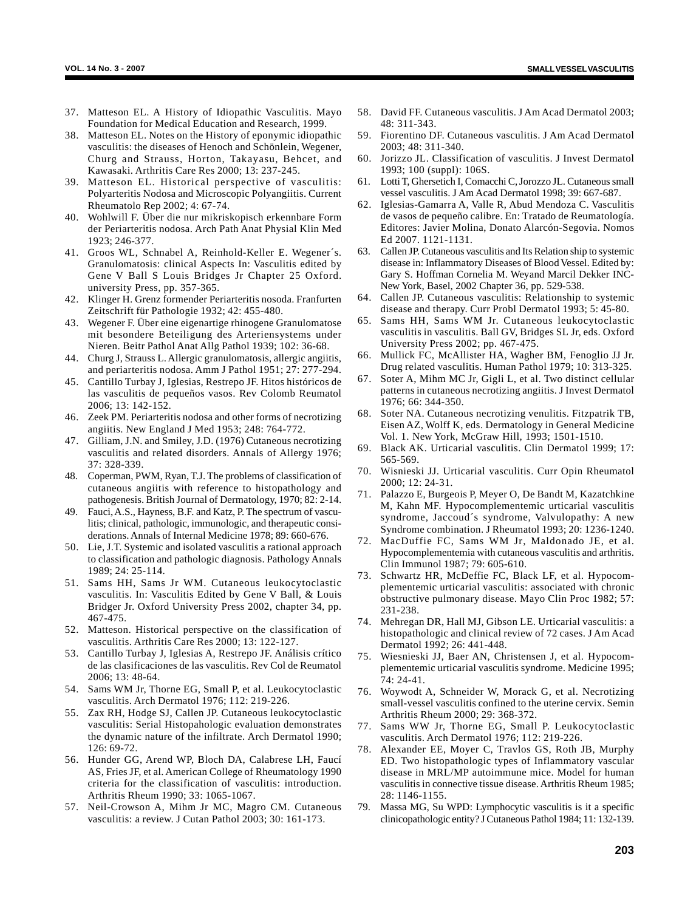37. Matteson EL. A History of Idiopathic Vasculitis. Mayo Foundation for Medical Education and Research, 1999.
38. Matteson EL. Notes on the History of eponymic idiopathic vasculitis: the diseases of Henoch and Schönlein, Wegener, Churg and Strauss, Horton, Takayasu, Behcet, and Kawasaki. Arthritis Care Res 2000; 13: 237-245.
39. Matteson EL. Historical perspective of vasculitis: Polyarteritis Nodosa and Microscopic Polyangiitis. Current Rheumatolo Rep 2002; 4: 67-74.
40. Wohlwill F. Über die nur mikriskopisch erkennbare Form der Periarteritis nodosa. Arch Path Anat Physial Klin Med 1923; 246-377.
41. Groos WL, Schnabel A, Reinhold-Keller E. Wegener´s. Granulomatosis: clinical Aspects In: Vasculitis edited by Gene V Ball S Louis Bridges Jr Chapter 25 Oxford. university Press, pp. 357-365.
42. Klinger H. Grenz formender Periarteritis nosoda. Franfurten Zeitschrift für Pathologie 1932; 42: 455-480.
43. Wegener F. Über eine eigenartige rhinogene Granulomatose mit besondere Beteiligung des Arteriensystems under Nieren. Beitr Pathol Anat Allg Pathol 1939; 102: 36-68.
44. Churg J, Strauss L. Allergic granulomatosis, allergic angiitis, and periarteritis nodosa. Amm J Pathol 1951; 27: 277-294.
45. Cantillo Turbay J, Iglesias, Restrepo JF. Hitos históricos de las vasculitis de pequeños vasos. Rev Colomb Reumatol 2006; 13: 142-152.
46. Zeek PM. Periarteritis nodosa and other forms of necrotizing angiitis. New England J Med 1953; 248: 764-772.
47. Gilliam, J.N. and Smiley, J.D. (1976) Cutaneous necrotizing vasculitis and related disorders. Annals of Allergy 1976; 37: 328-339.
48. Coperman, PWM, Ryan, T.J. The problems of classification of cutaneous angiitis with reference to histopathology and pathogenesis. British Journal of Dermatology, 1970; 82: 2-14.
49. Fauci, A.S., Hayness, B.F. and Katz, P. The spectrum of vasculitis; clinical, pathologic, immunologic, and therapeutic considerations. Annals of Internal Medicine 1978; 89: 660-676.
50. Lie, J.T. Systemic and isolated vasculitis a rational approach to classification and pathologic diagnosis. Pathology Annals 1989; 24: 25-114.
51. Sams HH, Sams Jr WM. Cutaneous leukocytoclastic vasculitis. In: Vasculitis Edited by Gene V Ball, & Louis Bridger Jr. Oxford University Press 2002, chapter 34, pp. 467-475.
52. Matteson. Historical perspective on the classification of vasculitis. Arthritis Care Res 2000; 13: 122-127.
53. Cantillo Turbay J, Iglesias A, Restrepo JF. Análisis crítico de las clasificaciones de las vasculitis. Rev Col de Reumatol 2006; 13: 48-64.
54. Sams WM Jr, Thorne EG, Small P, et al. Leukocytoclastic vasculitis. Arch Dermatol 1976; 112: 219-226.
55. Zax RH, Hodge SJ, Callen JP. Cutaneous leukocytoclastic vasculitis: Serial Histopahologic evaluation demonstrates the dynamic nature of the infiltrate. Arch Dermatol 1990; 126: 69-72.
56. Hunder GG, Arend WP, Bloch DA, Calabrese LH, Faucí AS, Fries JF, et al. American College of Rheumatology 1990 criteria for the classification of vasculitis: introduction. Arthritis Rheum 1990; 33: 1065-1067.
57. Neil-Crowson A, Mihm Jr MC, Magro CM. Cutaneous vasculitis: a review. J Cutan Pathol 2003; 30: 161-173.
58. David FF. Cutaneous vasculitis. J Am Acad Dermatol 2003; 48: 311-343.
59. Fiorentino DF. Cutaneous vasculitis. J Am Acad Dermatol 2003; 48: 311-340.
60. Jorizzo JL. Classification of vasculitis. J Invest Dermatol 1993; 100 (suppl): 106S.
61. Lotti T, Ghersetich I, Comacchi C, Jorozzo JL. Cutaneous small vessel vasculitis. J Am Acad Dermatol 1998; 39: 667-687.
62. Iglesias-Gamarra A, Valle R, Abud Mendoza C. Vasculitis de vasos de pequeño calibre. En: Tratado de Reumatología. Editores: Javier Molina, Donato Alarcón-Segovia. Nomos Ed 2007. 1121-1131.
63. Callen JP. Cutaneous vasculitis and Its Relation ship to systemic disease in: Inflammatory Diseases of Blood Vessel. Edited by: Gary S. Hoffman Cornelia M. Weyand Marcil Dekker INC-New York, Basel, 2002 Chapter 36, pp. 529-538.
64. Callen JP. Cutaneous vasculitis: Relationship to systemic disease and therapy. Curr Probl Dermatol 1993; 5: 45-80.
65. Sams HH, Sams WM Jr. Cutaneous leukocytoclastic vasculitis in vasculitis. Ball GV, Bridges SL Jr, eds. Oxford University Press 2002; pp. 467-475.
66. Mullick FC, McAllister HA, Wagher BM, Fenoglio JJ Jr. Drug related vasculitis. Human Pathol 1979; 10: 313-325.
67. Soter A, Mihm MC Jr, Gigli L, et al. Two distinct cellular patterns in cutaneous necrotizing angiitis. J Invest Dermatol 1976; 66: 344-350.
68. Soter NA. Cutaneous necrotizing venulitis. Fitzpatrik TB, Eisen AZ, Wolff K, eds. Dermatology in General Medicine Vol. 1. New York, McGraw Hill, 1993; 1501-1510.
69. Black AK. Urticarial vasculitis. Clin Dermatol 1999; 17: 565-569.
70. Wisnieski JJ. Urticarial vasculitis. Curr Opin Rheumatol 2000; 12: 24-31.
71. Palazzo E, Burgeois P, Meyer O, De Bandt M, Kazatchkine M, Kahn MF. Hypocomplementemic urticarial vasculitis syndrome, Jaccoud´s syndrome, Valvulopathy: A new Syndrome combination. J Rheumatol 1993; 20: 1236-1240.
72. MacDuffie FC, Sams WM Jr, Maldonado JE, et al. Hypocomplementemia with cutaneous vasculitis and arthritis. Clin Immunol 1987; 79: 605-610.
73. Schwartz HR, McDeffie FC, Black LF, et al. Hypocomplementemic urticarial vasculitis: associated with chronic obstructive pulmonary disease. Mayo Clin Proc 1982; 57: 231-238.
74. Mehregan DR, Hall MJ, Gibson LE. Urticarial vasculitis: a histopathologic and clinical review of 72 cases. J Am Acad Dermatol 1992; 26: 441-448.
75. Wiesnieski JJ, Baer AN, Christensen J, et al. Hypocomplementemic urticarial vasculitis syndrome. Medicine 1995; 74: 24-41.
76. Woywodt A, Schneider W, Morack G, et al. Necrotizing small-vessel vasculitis confined to the uterine cervix. Semin Arthritis Rheum 2000; 29: 368-372.
77. Sams WW Jr, Thorne EG, Small P. Leukocytoclastic vasculitis. Arch Dermatol 1976; 112: 219-226.
78. Alexander EE, Moyer C, Travlos GS, Roth JB, Murphy ED. Two histopathologic types of Inflammatory vascular disease in MRL/MP autoimmune mice. Model for human vasculitis in connective tissue disease. Arthritis Rheum 1985; 28: 1146-1155.
79. Massa MG, Su WPD: Lymphocytic vasculitis is it a specific clinicopathologic entity? J Cutaneous Pathol 1984; 11: 132-139.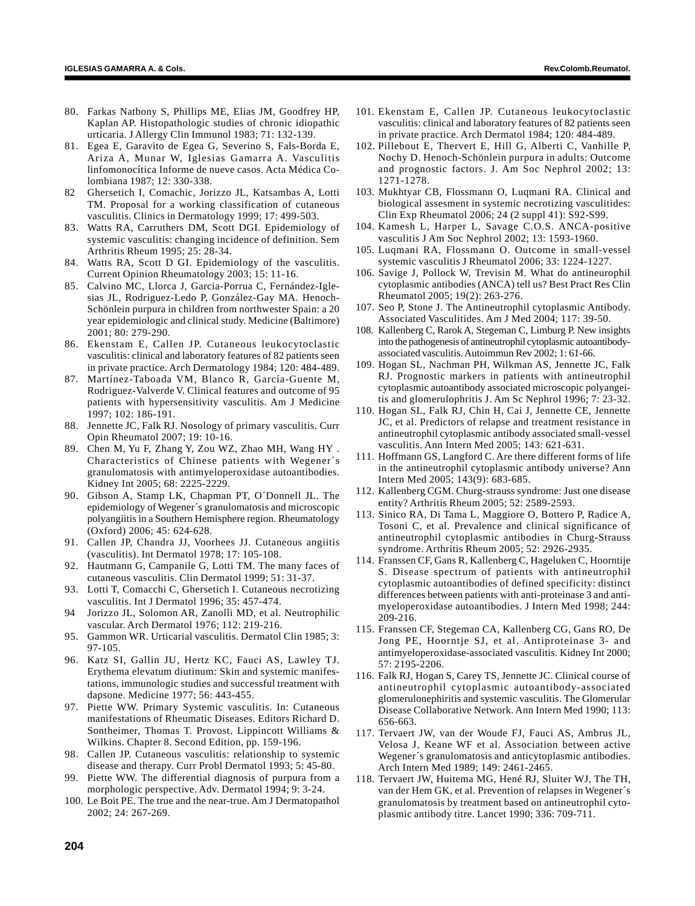80. Farkas Natbony S, Phillips ME, Elias JM, Goodfrey HP, Kaplan AP. Histopathologic studies of chronic idiopathic urticaria. J Allergy Clin Immunol 1983; 71: 132-139.
81. Egea E, Garavito de Egea G, Severino S, Fals-Borda E, Ariza A, Munar W, Iglesias Gamarra A. Vasculitis linfomonocítica Informe de nueve casos. Acta Médica Colombiana 1987; 12: 330-338.
82 Ghersetich I, Comachic, Jorizzo JL, Katsambas A, Lotti TM. Proposal for a working classification of cutaneous vasculitis. Clinics in Dermatology 1999; 17: 499-503.
83. Watts RA, Carruthers DM, Scott DGI. Epidemiology of systemic vasculitis: changing incidence of definition. Sem Arthritis Rheum 1995; 25: 28-34.
84. Watts RA, Scott D GI. Epidemiology of the vasculitis. Current Opinion Rheumatology 2003; 15: 11-16.
85. Calvino MC, Llorca J, Garcia-Porrua C, Fernández-Iglesias JL, Rodriguez-Ledo P, González-Gay MA. Henoch-Schönlein purpura in children from northwester Spain: a 20 year epidemiologic and clinical study. Medicine (Baltimore) 2001; 80: 279-290.
86. Ekenstam E, Callen JP. Cutaneous leukocytoclastic vasculitis: clinical and laboratory features of 82 patients seen in private practice. Arch Dermatology 1984; 120: 484-489.
87. Martínez-Taboada VM, Blanco R, García-Guente M, Rodriguez-Valverde V. Clinical features and outcome of 95 patients with hypersensitivity vasculitis. Am J Medicine 1997; 102: 186-191.
88. Jennette JC, Falk RJ. Nosology of primary vasculitis. Curr Opin Rheumatol 2007; 19: 10-16.
89. Chen M, Yu F, Zhang Y, Zou WZ, Zhao MH, Wang HY . Characteristics of Chinese patients with Wegener´s granulomatosis with antimyeloperoxidase autoantibodies. Kidney Int 2005; 68: 2225-2229.
90. Gibson A, Stamp LK, Chapman PT, O´Donnell JL. The epidemiology of Wegener´s granulomatosis and microscopic polyangiitis in a Southern Hemisphere region. Rheumatology (Oxford) 2006; 45: 624-628.
91. Callen JP, Chandra JJ, Voorhees JJ. Cutaneous angiitis (vasculitis). Int Dermatol 1978; 17: 105-108.
92. Hautmann G, Campanile G, Lotti TM. The many faces of cutaneous vasculitis. Clin Dermatol 1999; 51: 31-37.
93. Lotti T, Comacchi C, Ghersetich I. Cutaneous necrotizing vasculitis. Int J Dermatol 1996; 35: 457-474.
94 Jorizzo JL, Solomon AR, Zanolli MD, et al. Neutrophilic vascular. Arch Dermatol 1976; 112: 219-216.
95. Gammon WR. Urticarial vasculitis. Dermatol Clin 1985; 3: 97-105.
96. Katz SI, Gallin JU, Hertz KC, Fauci AS, Lawley TJ. Erythema elevatum diutinum: Skin and systemic manifestations, immunologic studies and successful treatment with dapsone. Medicine 1977; 56: 443-455.
97. Piette WW. Primary Systemic vasculitis. In: Cutaneous manifestations of Rheumatic Diseases. Editors Richard D. Sontheimer, Thomas T. Provost. Lippincott Williams & Wilkins. Chapter 8. Second Edition, pp. 159-196.
98. Callen JP. Cutaneous vasculitis: relationship to systemic disease and therapy. Curr Probl Dermatol 1993; 5: 45-80.
99. Piette WW. The differential diagnosis of purpura from a morphologic perspective. Adv. Dermatol 1994; 9: 3-24.
100. Le Boit PE. The true and the near-true. Am J Dermatopathol 2002; 24: 267-269.
101. Ekenstam E, Callen JP. Cutaneous leukocytoclastic vasculitis: clinical and laboratory features of 82 patients seen in private practice. Arch Dermatol 1984; 120: 484-489.
102. Pillebout E, Thervert E, Hill G, Alberti C, Vanhille P, Nochy D. Henoch-Schönlein purpura in adults: Outcome and prognostic factors. J. Am Soc Nephrol 2002; 13: 1271-1278.
103. Mukhtyar CB, Flossmann O, Luqmani RA. Clinical and biological assesment in systemic necrotizing vasculitides: Clin Exp Rheumatol 2006; 24 (2 suppl 41): S92-S99.
104. Kamesh L, Harper L, Savage C.O.S. ANCA-positive vasculitis J Am Soc Nephrol 2002; 13: 1593-1960.
105. Luqmani RA, Flossmann O. Outcome in small-vessel systemic vasculitis J Rheumatol 2006; 33: 1224-1227.
106. Savige J, Pollock W, Trevisin M. What do antineurophil cytoplasmic antibodies (ANCA) tell us? Best Pract Res Clin Rheumatol 2005; 19(2): 263-276.
107. Seo P, Stone J. The Antineutrophil cytoplasmic Antibody. Associated Vasculitides. Am J Med 2004; 117: 39-50.
108. Kallenberg C, Rarok A, Stegeman C, Limburg P. New insights into the pathogenesis of antineutrophil cytoplasmic autoantibody-associated vasculitis. Autoimmun Rev 2002; 1: 61-66.
109. Hogan SL, Nachman PH, Wilkman AS, Jennette JC, Falk RJ. Prognostic markers in patients with antineutrophil cytoplasmic autoantibody associated microscopic polyangeitis and glomerulophritis J. Am Sc Nephrol 1996; 7: 23-32.
110. Hogan SL, Falk RJ, Chin H, Cai J, Jennette CE, Jennette JC, et al. Predictors of relapse and treatment resistance in antineutrophil cytoplasmic antibody associated small-vessel vasculitis. Ann Intern Med 2005; 143: 621-631.
111. Hoffmann GS, Langford C. Are there different forms of life in the antineutrophil cytoplasmic antibody universe? Ann Intern Med 2005; 143(9): 683-685.
112. Kallenberg CGM. Churg-strauss syndrome: Just one disease entity? Arthritis Rheum 2005; 52: 2589-2593.
113. Sinico RA, Di Tama L, Maggiore O, Bottero P, Radice A, Tosoni C, et al. Prevalence and clinical significance of antineutrophil cytoplasmic antibodies in Churg-Strauss syndrome. Arthritis Rheum 2005; 52: 2926-2935.
114. Franssen CF, Gans R, Kallenberg C, Hageluken C, Hoorntije S. Disease spectrum of patients with antineutrophil cytoplasmic autoantibodies of defined specificity: distinct differences between patients with anti-proteinase 3 and anti-myeloperoxidase autoantibodies. J Intern Med 1998; 244: 209-216.
115. Franssen CF, Stegeman CA, Kallenberg CG, Gans RO, De Jong PE, Hoorntje SJ, et al. Antiproteinase 3- and antimyeloperoxidase-associated vasculitis. Kidney Int 2000; 57: 2195-2206.
116. Falk RJ, Hogan S, Carey TS, Jennette JC. Clinical course of antineutrophil cytoplasmic autoantibody-associated glomerulonephiritis and systemic vasculitis. The Glomerular Disease Collaborative Network. Ann Intern Med 1990; 113: 656-663.
117. Tervaert JW, van der Woude FJ, Fauci AS, Ambrus JL, Velosa J, Keane WF et al. Association between active Wegener´s granulomatosis and anticytoplasmic antibodies. Arch Intern Med 1989; 149: 2461-2465.
118. Tervaert JW, Huitema MG, Hené RJ, Sluiter WJ, The TH, van der Hem GK, et al. Prevention of relapses in Wegener´s granulomatosis by treatment based on antineutrophil cytoplasmic antibody titre. Lancet 1990; 336: 709-711.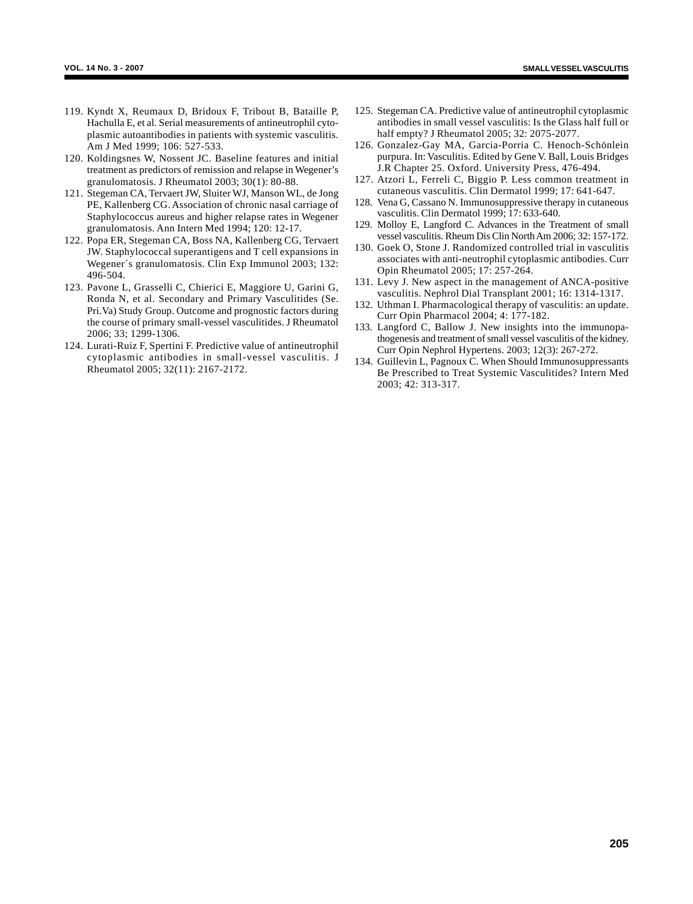119. Kyndt X, Reumaux D, Bridoux F, Tribout B, Bataille P, Hachulla E, et al. Serial measurements of antineutrophil cytoplasmic autoantibodies in patients with systemic vasculitis. Am J Med 1999; 106: 527-533.
120. Koldingsnes W, Nossent JC. Baseline features and initial treatment as predictors of remission and relapse in Wegener's granulomatosis. J Rheumatol 2003; 30(1): 80-88.
121. Stegeman CA, Tervaert JW, Sluiter WJ, Manson WL, de Jong PE, Kallenberg CG. Association of chronic nasal carriage of Staphylococcus aureus and higher relapse rates in Wegener granulomatosis. Ann Intern Med 1994; 120: 12-17.
122. Popa ER, Stegeman CA, Boss NA, Kallenberg CG, Tervaert JW. Staphylococcal superantigens and T cell expansions in Wegener´s granulomatosis. Clin Exp Immunol 2003; 132: 496-504.
123. Pavone L, Grasselli C, Chierici E, Maggiore U, Garini G, Ronda N, et al. Secondary and Primary Vasculitides (Se. Pri.Va) Study Group. Outcome and prognostic factors during the course of primary small-vessel vasculitides. J Rheumatol 2006; 33; 1299-1306.
124. Lurati-Ruiz F, Spertini F. Predictive value of antineutrophil cytoplasmic antibodies in small-vessel vasculitis. J Rheumatol 2005; 32(11): 2167-2172.
125. Stegeman CA. Predictive value of antineutrophil cytoplasmic antibodies in small vessel vasculitis: Is the Glass half full or half empty? J Rheumatol 2005; 32: 2075-2077.
126. Gonzalez-Gay MA, Garcia-Porria C. Henoch-Schönlein purpura. In: Vasculitis. Edited by Gene V. Ball, Louis Bridges J.R Chapter 25. Oxford. University Press, 476-494.
127. Atzori L, Ferreli C, Biggio P. Less common treatment in cutaneous vasculitis. Clin Dermatol 1999; 17: 641-647.
128. Vena G, Cassano N. Immunosuppressive therapy in cutaneous vasculitis. Clin Dermatol 1999; 17: 633-640.
129. Molloy E, Langford C. Advances in the Treatment of small vessel vasculitis. Rheum Dis Clin North Am 2006; 32: 157-172.
130. Goek O, Stone J. Randomized controlled trial in vasculitis associates with anti-neutrophil cytoplasmic antibodies. Curr Opin Rheumatol 2005; 17: 257-264.
131. Levy J. New aspect in the management of ANCA-positive vasculitis. Nephrol Dial Transplant 2001; 16: 1314-1317.
132. Uthman I. Pharmacological therapy of vasculitis: an update. Curr Opin Pharmacol 2004; 4: 177-182.
133. Langford C, Ballow J. New insights into the immunopathogenesis and treatment of small vessel vasculitis of the kidney. Curr Opin Nephrol Hypertens. 2003; 12(3): 267-272.
134. Guillevin L, Pagnoux C. When Should Immunosuppressants Be Prescribed to Treat Systemic Vasculitides? Intern Med 2003; 42: 313-317.